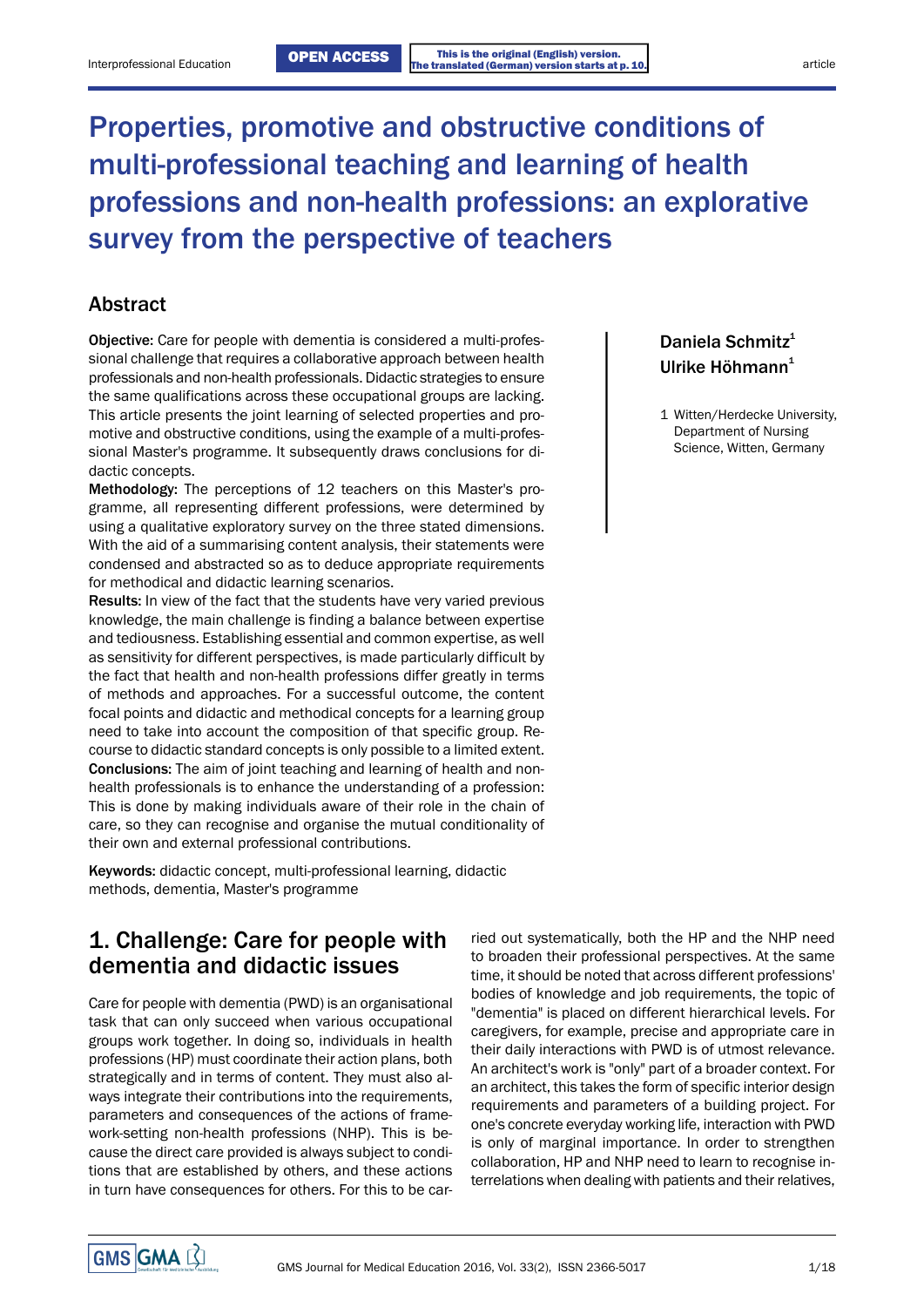# Properties, promotive and obstructive conditions of multi-professional teaching and learning of health professions and non-health professions: an explorative survey from the perspective of teachers

Daniela Schmitz[1]
Ulrike Höhmann[1]

1 Witten/Herdecke University, Department of Nursing Science, Witten, Germany

## Abstract

**Objective:** Care for people with dementia is considered a multi-professional challenge that requires a collaborative approach between health professionals and non-health professionals. Didactic strategies to ensure the same qualifications across these occupational groups are lacking. This article presents the joint learning of selected properties and promotive and obstructive conditions, using the example of a multi-professional Master's programme. It subsequently draws conclusions for didactic concepts.

**Methodology:** The perceptions of 12 teachers on this Master's programme, all representing different professions, were determined by using a qualitative exploratory survey on the three stated dimensions. With the aid of a summarising content analysis, their statements were condensed and abstracted so as to deduce appropriate requirements for methodical and didactic learning scenarios.

**Results:** In view of the fact that the students have very varied previous knowledge, the main challenge is finding a balance between expertise and tediousness. Establishing essential and common expertise, as well as sensitivity for different perspectives, is made particularly difficult by the fact that health and non-health professions differ greatly in terms of methods and approaches. For a successful outcome, the content focal points and didactic and methodical concepts for a learning group need to take into account the composition of that specific group. Recourse to didactic standard concepts is only possible to a limited extent.

**Conclusions:** The aim of joint teaching and learning of health and non-health professionals is to enhance the understanding of a profession: This is done by making individuals aware of their role in the chain of care, so they can recognise and organise the mutual conditionality of their own and external professional contributions.

**Keywords:** didactic concept, multi-professional learning, didactic methods, dementia, Master's programme

## 1. Challenge: Care for people with dementia and didactic issues

Care for people with dementia (PWD) is an organisational task that can only succeed when various occupational groups work together. In doing so, individuals in health professions (HP) must coordinate their action plans, both strategically and in terms of content. They must also always integrate their contributions into the requirements, parameters and consequences of the actions of framework-setting non-health professions (NHP). This is because the direct care provided is always subject to conditions that are established by others, and these actions in turn have consequences for others. For this to be carried out systematically, both the HP and the NHP need to broaden their professional perspectives. At the same time, it should be noted that across different professions' bodies of knowledge and job requirements, the topic of "dementia" is placed on different hierarchical levels. For caregivers, for example, precise and appropriate care in their daily interactions with PWD is of utmost relevance. An architect's work is "only" part of a broader context. For an architect, this takes the form of specific interior design requirements and parameters of a building project. For one's concrete everyday working life, interaction with PWD is only of marginal importance. In order to strengthen collaboration, HP and NHP need to learn to recognise interrelations when dealing with patients and their relatives,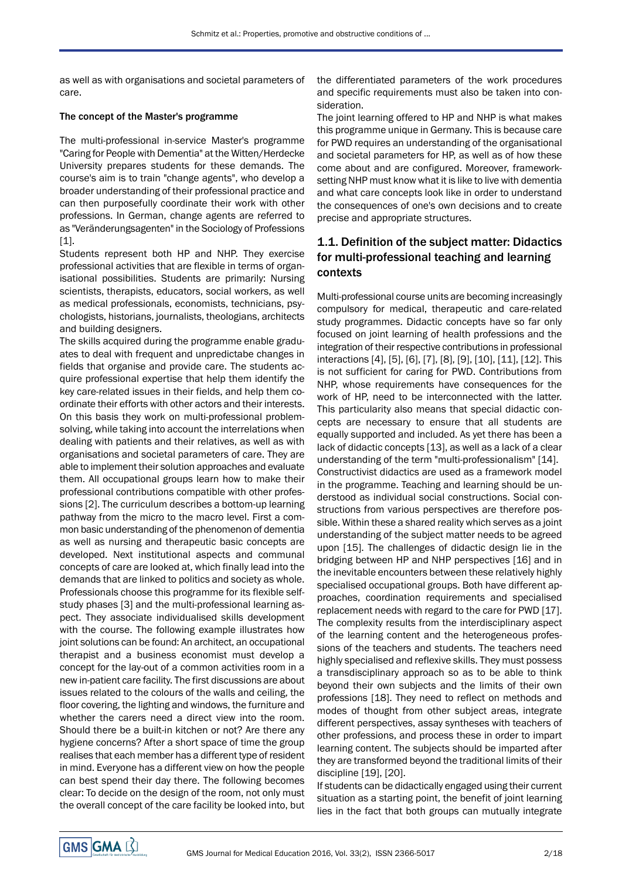as well as with organisations and societal parameters of care.

**The concept of the Master's programme**

The multi-professional in-service Master's programme "Caring for People with Dementia" at the Witten/Herdecke University prepares students for these demands. The course's aim is to train "change agents", who develop a broader understanding of their professional practice and can then purposefully coordinate their work with other professions. In German, change agents are referred to as "Veränderungsagenten" in the Sociology of Professions [1].

Students represent both HP and NHP. They exercise professional activities that are flexible in terms of organisational possibilities. Students are primarily: Nursing scientists, therapists, educators, social workers, as well as medical professionals, economists, technicians, psychologists, historians, journalists, theologians, architects and building designers.

The skills acquired during the programme enable graduates to deal with frequent and unpredictabe changes in fields that organise and provide care. The students acquire professional expertise that help them identify the key care-related issues in their fields, and help them coordinate their efforts with other actors and their interests. On this basis they work on multi-professional problem-solving, while taking into account the interrelations when dealing with patients and their relatives, as well as with organisations and societal parameters of care. They are able to implement their solution approaches and evaluate them. All occupational groups learn how to make their professional contributions compatible with other professions [2]. The curriculum describes a bottom-up learning pathway from the micro to the macro level. First a common basic understanding of the phenomenon of dementia as well as nursing and therapeutic basic concepts are developed. Next institutional aspects and communal concepts of care are looked at, which finally lead into the demands that are linked to politics and society as whole. Professionals choose this programme for its flexible self-study phases [3] and the multi-professional learning aspect. They associate individualised skills development with the course. The following example illustrates how joint solutions can be found: An architect, an occupational therapist and a business economist must develop a concept for the lay-out of a common activities room in a new in-patient care facility. The first discussions are about issues related to the colours of the walls and ceiling, the floor covering, the lighting and windows, the furniture and whether the carers need a direct view into the room. Should there be a built-in kitchen or not? Are there any hygiene concerns? After a short space of time the group realises that each member has a different type of resident in mind. Everyone has a different view on how the people can best spend their day there. The following becomes clear: To decide on the design of the room, not only must the overall concept of the care facility be looked into, but the differentiated parameters of the work procedures and specific requirements must also be taken into consideration.

The joint learning offered to HP and NHP is what makes this programme unique in Germany. This is because care for PWD requires an understanding of the organisational and societal parameters for HP, as well as of how these come about and are configured. Moreover, framework-setting NHP must know what it is like to live with dementia and what care concepts look like in order to understand the consequences of one's own decisions and to create precise and appropriate structures.

## 1.1. Definition of the subject matter: Didactics for multi-professional teaching and learning contexts

Multi-professional course units are becoming increasingly compulsory for medical, therapeutic and care-related study programmes. Didactic concepts have so far only focused on joint learning of health professions and the integration of their respective contributions in professional interactions [4], [5], [6], [7], [8], [9], [10], [11], [12]. This is not sufficient for caring for PWD. Contributions from NHP, whose requirements have consequences for the work of HP, need to be interconnected with the latter. This particularity also means that special didactic concepts are necessary to ensure that all students are equally supported and included. As yet there has been a lack of didactic concepts [13], as well as a lack of a clear understanding of the term "multi-professionalism" [14].

Constructivist didactics are used as a framework model in the programme. Teaching and learning should be understood as individual social constructions. Social constructions from various perspectives are therefore possible. Within these a shared reality which serves as a joint understanding of the subject matter needs to be agreed upon [15]. The challenges of didactic design lie in the bridging between HP and NHP perspectives [16] and in the inevitable encounters between these relatively highly specialised occupational groups. Both have different approaches, coordination requirements and specialised replacement needs with regard to the care for PWD [17]. The complexity results from the interdisciplinary aspect of the learning content and the heterogeneous professions of the teachers and students. The teachers need highly specialised and reflexive skills. They must possess a transdisciplinary approach so as to be able to think beyond their own subjects and the limits of their own professions [18]. They need to reflect on methods and modes of thought from other subject areas, integrate different perspectives, assay syntheses with teachers of other professions, and process these in order to impart learning content. The subjects should be imparted after they are transformed beyond the traditional limits of their discipline [19], [20].

If students can be didactically engaged using their current situation as a starting point, the benefit of joint learning lies in the fact that both groups can mutually integrate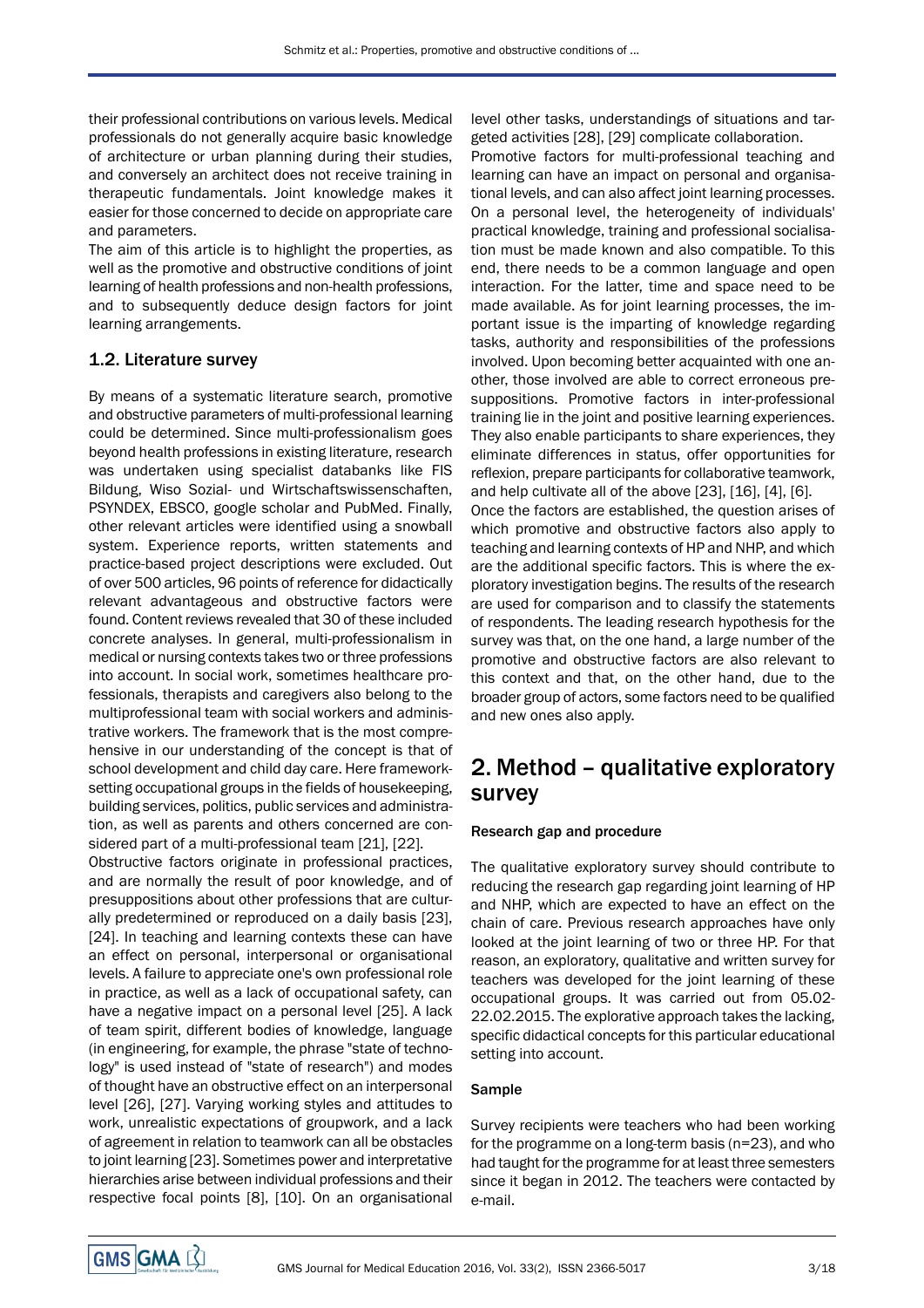their professional contributions on various levels. Medical professionals do not generally acquire basic knowledge of architecture or urban planning during their studies, and conversely an architect does not receive training in therapeutic fundamentals. Joint knowledge makes it easier for those concerned to decide on appropriate care and parameters.

The aim of this article is to highlight the properties, as well as the promotive and obstructive conditions of joint learning of health professions and non-health professions, and to subsequently deduce design factors for joint learning arrangements.

### 1.2. Literature survey

By means of a systematic literature search, promotive and obstructive parameters of multi-professional learning could be determined. Since multi-professionalism goes beyond health professions in existing literature, research was undertaken using specialist databanks like FIS Bildung, Wiso Sozial- und Wirtschaftswissenschaften, PSYNDEX, EBSCO, google scholar and PubMed. Finally, other relevant articles were identified using a snowball system. Experience reports, written statements and practice-based project descriptions were excluded. Out of over 500 articles, 96 points of reference for didactically relevant advantageous and obstructive factors were found. Content reviews revealed that 30 of these included concrete analyses. In general, multi-professionalism in medical or nursing contexts takes two or three professions into account. In social work, sometimes healthcare professionals, therapists and caregivers also belong to the multiprofessional team with social workers and administrative workers. The framework that is the most comprehensive in our understanding of the concept is that of school development and child day care. Here framework-setting occupational groups in the fields of housekeeping, building services, politics, public services and administration, as well as parents and others concerned are considered part of a multi-professional team [21], [22].

Obstructive factors originate in professional practices, and are normally the result of poor knowledge, and of presuppositions about other professions that are culturally predetermined or reproduced on a daily basis [23], [24]. In teaching and learning contexts these can have an effect on personal, interpersonal or organisational levels. A failure to appreciate one's own professional role in practice, as well as a lack of occupational safety, can have a negative impact on a personal level [25]. A lack of team spirit, different bodies of knowledge, language (in engineering, for example, the phrase "state of technology" is used instead of "state of research") and modes of thought have an obstructive effect on an interpersonal level [26], [27]. Varying working styles and attitudes to work, unrealistic expectations of groupwork, and a lack of agreement in relation to teamwork can all be obstacles to joint learning [23]. Sometimes power and interpretative hierarchies arise between individual professions and their respective focal points [8], [10]. On an organisational level other tasks, understandings of situations and targeted activities [28], [29] complicate collaboration.

Promotive factors for multi-professional teaching and learning can have an impact on personal and organisational levels, and can also affect joint learning processes. On a personal level, the heterogeneity of individuals' practical knowledge, training and professional socialisation must be made known and also compatible. To this end, there needs to be a common language and open interaction. For the latter, time and space need to be made available. As for joint learning processes, the important issue is the imparting of knowledge regarding tasks, authority and responsibilities of the professions involved. Upon becoming better acquainted with one another, those involved are able to correct erroneous presuppositions. Promotive factors in inter-professional training lie in the joint and positive learning experiences. They also enable participants to share experiences, they eliminate differences in status, offer opportunities for reflexion, prepare participants for collaborative teamwork, and help cultivate all of the above [23], [16], [4], [6].

Once the factors are established, the question arises of which promotive and obstructive factors also apply to teaching and learning contexts of HP and NHP, and which are the additional specific factors. This is where the exploratory investigation begins. The results of the research are used for comparison and to classify the statements of respondents. The leading research hypothesis for the survey was that, on the one hand, a large number of the promotive and obstructive factors are also relevant to this context and that, on the other hand, due to the broader group of actors, some factors need to be qualified and new ones also apply.

## 2. Method – qualitative exploratory survey

#### Research gap and procedure

The qualitative exploratory survey should contribute to reducing the research gap regarding joint learning of HP and NHP, which are expected to have an effect on the chain of care. Previous research approaches have only looked at the joint learning of two or three HP. For that reason, an exploratory, qualitative and written survey for teachers was developed for the joint learning of these occupational groups. It was carried out from 05.02-22.02.2015. The explorative approach takes the lacking, specific didactical concepts for this particular educational setting into account.

#### Sample

Survey recipients were teachers who had been working for the programme on a long-term basis (n=23), and who had taught for the programme for at least three semesters since it began in 2012. The teachers were contacted by e-mail.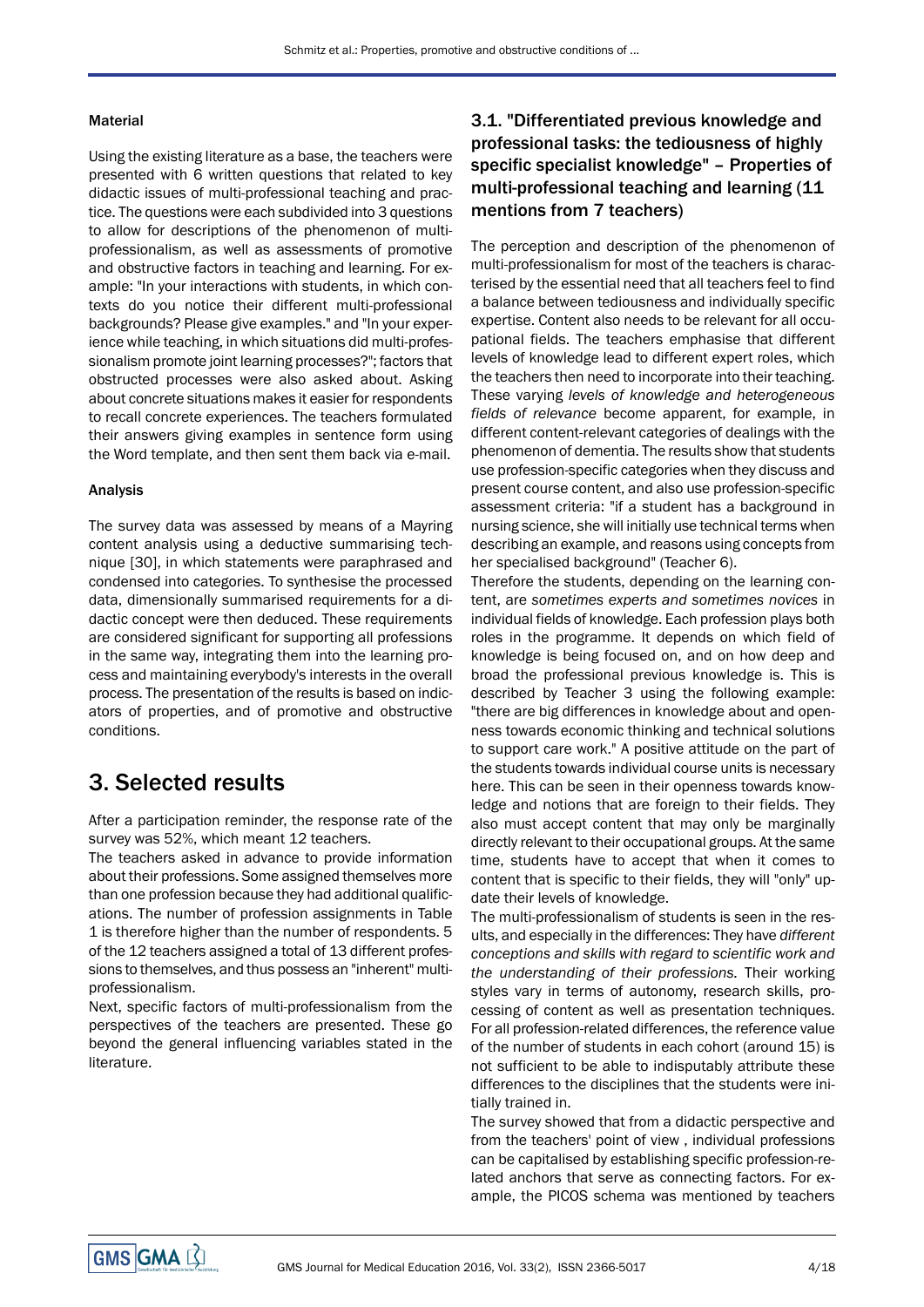#### Material

Using the existing literature as a base, the teachers were presented with 6 written questions that related to key didactic issues of multi-professional teaching and practice. The questions were each subdivided into 3 questions to allow for descriptions of the phenomenon of multi-professionalism, as well as assessments of promotive and obstructive factors in teaching and learning. For example: "In your interactions with students, in which contexts do you notice their different multi-professional backgrounds? Please give examples." and "In your experience while teaching, in which situations did multi-professionalism promote joint learning processes?"; factors that obstructed processes were also asked about. Asking about concrete situations makes it easier for respondents to recall concrete experiences. The teachers formulated their answers giving examples in sentence form using the Word template, and then sent them back via e-mail.

#### Analysis

The survey data was assessed by means of a Mayring content analysis using a deductive summarising technique [30], in which statements were paraphrased and condensed into categories. To synthesise the processed data, dimensionally summarised requirements for a didactic concept were then deduced. These requirements are considered significant for supporting all professions in the same way, integrating them into the learning process and maintaining everybody's interests in the overall process. The presentation of the results is based on indicators of properties, and of promotive and obstructive conditions.

## 3. Selected results

After a participation reminder, the response rate of the survey was 52%, which meant 12 teachers.

The teachers asked in advance to provide information about their professions. Some assigned themselves more than one profession because they had additional qualifications. The number of profession assignments in Table 1 is therefore higher than the number of respondents. 5 of the 12 teachers assigned a total of 13 different professions to themselves, and thus possess an "inherent" multi-professionalism.

Next, specific factors of multi-professionalism from the perspectives of the teachers are presented. These go beyond the general influencing variables stated in the literature.

### 3.1. "Differentiated previous knowledge and professional tasks: the tediousness of highly specific specialist knowledge" – Properties of multi-professional teaching and learning (11 mentions from 7 teachers)

The perception and description of the phenomenon of multi-professionalism for most of the teachers is characterised by the essential need that all teachers feel to find a balance between tediousness and individually specific expertise. Content also needs to be relevant for all occupational fields. The teachers emphasise that different levels of knowledge lead to different expert roles, which the teachers then need to incorporate into their teaching. These varying *levels of knowledge and heterogeneous fields of relevance* become apparent, for example, in different content-relevant categories of dealings with the phenomenon of dementia. The results show that students use profession-specific categories when they discuss and present course content, and also use profession-specific assessment criteria: "if a student has a background in nursing science, she will initially use technical terms when describing an example, and reasons using concepts from her specialised background" (Teacher 6).

Therefore the students, depending on the learning content, are *sometimes experts and sometimes novices* in individual fields of knowledge. Each profession plays both roles in the programme. It depends on which field of knowledge is being focused on, and on how deep and broad the professional previous knowledge is. This is described by Teacher 3 using the following example: "there are big differences in knowledge about and openness towards economic thinking and technical solutions to support care work." A positive attitude on the part of the students towards individual course units is necessary here. This can be seen in their openness towards knowledge and notions that are foreign to their fields. They also must accept content that may only be marginally directly relevant to their occupational groups. At the same time, students have to accept that when it comes to content that is specific to their fields, they will "only" update their levels of knowledge.

The multi-professionalism of students is seen in the results, and especially in the differences: They have *different conceptions and skills with regard to scientific work and the understanding of their professions.* Their working styles vary in terms of autonomy, research skills, processing of content as well as presentation techniques. For all profession-related differences, the reference value of the number of students in each cohort (around 15) is not sufficient to be able to indisputably attribute these differences to the disciplines that the students were initially trained in.

The survey showed that from a didactic perspective and from the teachers' point of view , individual professions can be capitalised by establishing specific profession-related anchors that serve as connecting factors. For example, the PICOS schema was mentioned by teachers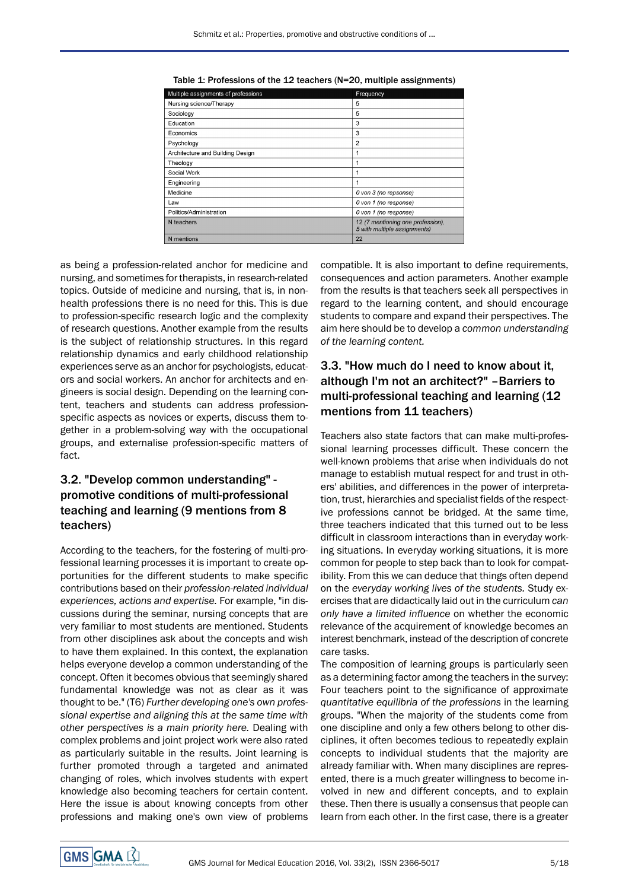Table 1: Professions of the 12 teachers (N=20, multiple assignments)

| Multiple assignments of professions | Frequency |
|---|---|
| Nursing science/Therapy | 5 |
| Sociology | 5 |
| Education | 3 |
| Economics | 3 |
| Psychology | 2 |
| Architecture and Building Design | 1 |
| Theology | 1 |
| Social Work | 1 |
| Engineering | 1 |
| Medicine | *0 von 3 (no repsonse)* |
| Law | *0 von 1 (no response)* |
| Politics/Administration | *0 von 1 (no response)* |
| N teachers | *12 (7 mentioning one profession), 5 with multiple assignments)* |
| N mentions | 22 |

as being a profession-related anchor for medicine and nursing, and sometimes for therapists, in research-related topics. Outside of medicine and nursing, that is, in non-health professions there is no need for this. This is due to profession-specific research logic and the complexity of research questions. Another example from the results is the subject of relationship structures. In this regard relationship dynamics and early childhood relationship experiences serve as an anchor for psychologists, educators and social workers. An anchor for architects and engineers is social design. Depending on the learning content, teachers and students can address profession-specific aspects as novices or experts, discuss them together in a problem-solving way with the occupational groups, and externalise profession-specific matters of fact.

## 3.2. "Develop common understanding" - promotive conditions of multi-professional teaching and learning (9 mentions from 8 teachers)

According to the teachers, for the fostering of multi-professional learning processes it is important to create opportunities for the different students to make specific contributions based on their *profession-related individual experiences, actions and expertise.* For example, "in discussions during the seminar, nursing concepts that are very familiar to most students are mentioned. Students from other disciplines ask about the concepts and wish to have them explained. In this context, the explanation helps everyone develop a common understanding of the concept. Often it becomes obvious that seemingly shared fundamental knowledge was not as clear as it was thought to be." (T6) *Further developing one's own professional expertise and aligning this at the same time with other perspectives is a main priority here.* Dealing with complex problems and joint project work were also rated as particularly suitable in the results. Joint learning is further promoted through a targeted and animated changing of roles, which involves students with expert knowledge also becoming teachers for certain content. Here the issue is about knowing concepts from other professions and making one's own view of problems compatible. It is also important to define requirements, consequences and action parameters. Another example from the results is that teachers seek all perspectives in regard to the learning content, and should encourage students to compare and expand their perspectives. The aim here should be to develop a *common understanding of the learning content.*

## 3.3. "How much do I need to know about it, although I'm not an architect?" –Barriers to multi-professional teaching and learning (12 mentions from 11 teachers)

Teachers also state factors that can make multi-professional learning processes difficult. These concern the well-known problems that arise when individuals do not manage to establish mutual respect for and trust in others' abilities, and differences in the power of interpretation, trust, hierarchies and specialist fields of the respective professions cannot be bridged. At the same time, three teachers indicated that this turned out to be less difficult in classroom interactions than in everyday working situations. In everyday working situations, it is more common for people to step back than to look for compatibility. From this we can deduce that things often depend on the *everyday working lives of the students.* Study exercises that are didactically laid out in the curriculum *can only have a limited influence* on whether the economic relevance of the acquirement of knowledge becomes an interest benchmark, instead of the description of concrete care tasks.

The composition of learning groups is particularly seen as a determining factor among the teachers in the survey: Four teachers point to the significance of approximate *quantitative equilibria of the professions* in the learning groups. "When the majority of the students come from one discipline and only a few others belong to other disciplines, it often becomes tedious to repeatedly explain concepts to individual students that the majority are already familiar with. When many disciplines are represented, there is a much greater willingness to become involved in new and different concepts, and to explain these. Then there is usually a consensus that people can learn from each other. In the first case, there is a greater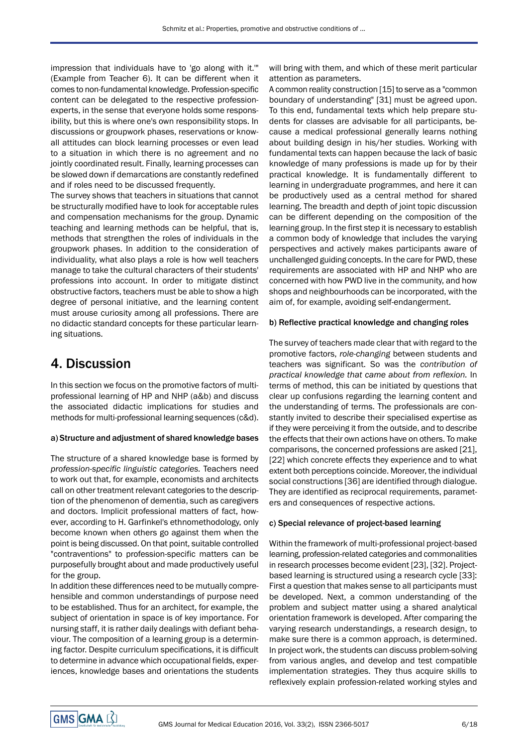impression that individuals have to 'go along with it.'" (Example from Teacher 6). It can be different when it comes to non-fundamental knowledge. Profession-specific content can be delegated to the respective profession-experts, in the sense that everyone holds some responsibility, but this is where one's own responsibility stops. In discussions or groupwork phases, reservations or know-all attitudes can block learning processes or even lead to a situation in which there is no agreement and no jointly coordinated result. Finally, learning processes can be slowed down if demarcations are constantly redefined and if roles need to be discussed frequently.

The survey shows that teachers in situations that cannot be structurally modified have to look for acceptable rules and compensation mechanisms for the group. Dynamic teaching and learning methods can be helpful, that is, methods that strengthen the roles of individuals in the groupwork phases. In addition to the consideration of individuality, what also plays a role is how well teachers manage to take the cultural characters of their students' professions into account. In order to mitigate distinct obstructive factors, teachers must be able to show a high degree of personal initiative, and the learning content must arouse curiosity among all professions. There are no didactic standard concepts for these particular learning situations.

## 4. Discussion

In this section we focus on the promotive factors of multi-professional learning of HP and NHP (a&b) and discuss the associated didactic implications for studies and methods for multi-professional learning sequences (c&d).

#### a) Structure and adjustment of shared knowledge bases

The structure of a shared knowledge base is formed by *profession-specific linguistic categories.* Teachers need to work out that, for example, economists and architects call on other treatment relevant categories to the description of the phenomenon of dementia, such as caregivers and doctors. Implicit professional matters of fact, however, according to H. Garfinkel's ethnomethodology, only become known when others go against them when the point is being discussed. On that point, suitable controlled "contraventions" to profession-specific matters can be purposefully brought about and made productively useful for the group.

In addition these differences need to be mutually comprehensible and common understandings of purpose need to be established. Thus for an architect, for example, the subject of orientation in space is of key importance. For nursing staff, it is rather daily dealings with defiant behaviour. The composition of a learning group is a determining factor. Despite curriculum specifications, it is difficult to determine in advance which occupational fields, experiences, knowledge bases and orientations the students will bring with them, and which of these merit particular attention as parameters.

A common reality construction [15] to serve as a "common boundary of understanding" [31] must be agreed upon. To this end, fundamental texts which help prepare students for classes are advisable for all participants, because a medical professional generally learns nothing about building design in his/her studies. Working with fundamental texts can happen because the lack of basic knowledge of many professions is made up for by their practical knowledge. It is fundamentally different to learning in undergraduate programmes, and here it can be productively used as a central method for shared learning. The breadth and depth of joint topic discussion can be different depending on the composition of the learning group. In the first step it is necessary to establish a common body of knowledge that includes the varying perspectives and actively makes participants aware of unchallenged guiding concepts. In the care for PWD, these requirements are associated with HP and NHP who are concerned with how PWD live in the community, and how shops and neighbourhoods can be incorporated, with the aim of, for example, avoiding self-endangerment.

#### b) Reflective practical knowledge and changing roles

The survey of teachers made clear that with regard to the promotive factors, *role-changing* between students and teachers was significant. So was the *contribution of practical knowledge that came about from reflexion.* In terms of method, this can be initiated by questions that clear up confusions regarding the learning content and the understanding of terms. The professionals are constantly invited to describe their specialised expertise as if they were perceiving it from the outside, and to describe the effects that their own actions have on others. To make comparisons, the concerned professions are asked [21], [22] which concrete effects they experience and to what extent both perceptions coincide. Moreover, the individual social constructions [36] are identified through dialogue. They are identified as reciprocal requirements, parameters and consequences of respective actions.

#### c) Special relevance of project-based learning

Within the framework of multi-professional project-based learning, profession-related categories and commonalities in research processes become evident [23], [32]. Project-based learning is structured using a research cycle [33]: First a question that makes sense to all participants must be developed. Next, a common understanding of the problem and subject matter using a shared analytical orientation framework is developed. After comparing the varying research understandings, a research design, to make sure there is a common approach, is determined. In project work, the students can discuss problem-solving from various angles, and develop and test compatible implementation strategies. They thus acquire skills to reflexively explain profession-related working styles and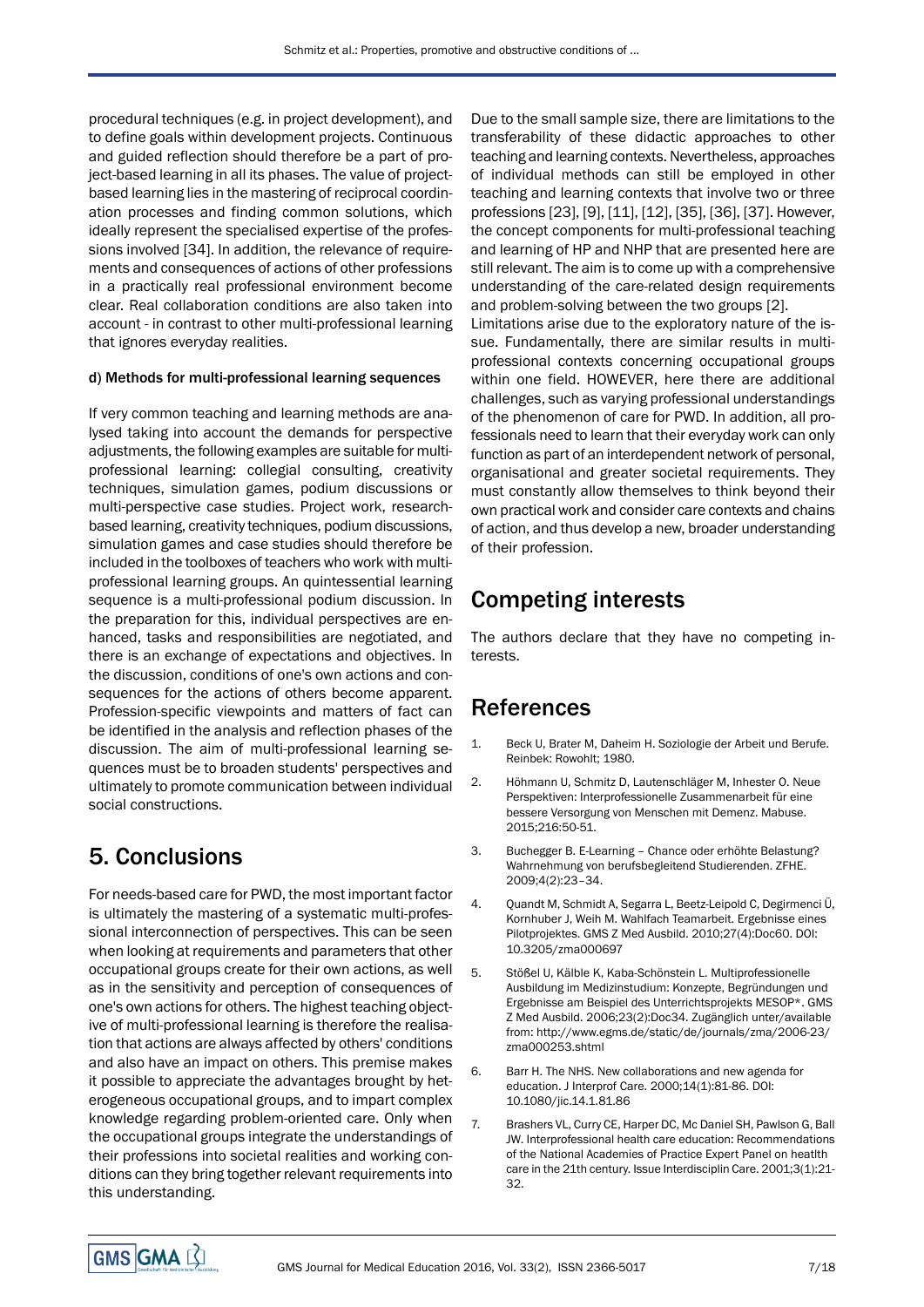procedural techniques (e.g. in project development), and to define goals within development projects. Continuous and guided reflection should therefore be a part of project-based learning in all its phases. The value of project-based learning lies in the mastering of reciprocal coordination processes and finding common solutions, which ideally represent the specialised expertise of the professions involved [34]. In addition, the relevance of requirements and consequences of actions of other professions in a practically real professional environment become clear. Real collaboration conditions are also taken into account - in contrast to other multi-professional learning that ignores everyday realities.

#### d) Methods for multi-professional learning sequences

If very common teaching and learning methods are analysed taking into account the demands for perspective adjustments, the following examples are suitable for multi-professional learning: collegial consulting, creativity techniques, simulation games, podium discussions or multi-perspective case studies. Project work, research-based learning, creativity techniques, podium discussions, simulation games and case studies should therefore be included in the toolboxes of teachers who work with multi-professional learning groups. An quintessential learning sequence is a multi-professional podium discussion. In the preparation for this, individual perspectives are enhanced, tasks and responsibilities are negotiated, and there is an exchange of expectations and objectives. In the discussion, conditions of one's own actions and consequences for the actions of others become apparent. Profession-specific viewpoints and matters of fact can be identified in the analysis and reflection phases of the discussion. The aim of multi-professional learning sequences must be to broaden students' perspectives and ultimately to promote communication between individual social constructions.

## 5. Conclusions

For needs-based care for PWD, the most important factor is ultimately the mastering of a systematic multi-professional interconnection of perspectives. This can be seen when looking at requirements and parameters that other occupational groups create for their own actions, as well as in the sensitivity and perception of consequences of one's own actions for others. The highest teaching objective of multi-professional learning is therefore the realisation that actions are always affected by others' conditions and also have an impact on others. This premise makes it possible to appreciate the advantages brought by heterogeneous occupational groups, and to impart complex knowledge regarding problem-oriented care. Only when the occupational groups integrate the understandings of their professions into societal realities and working conditions can they bring together relevant requirements into this understanding.

Due to the small sample size, there are limitations to the transferability of these didactic approaches to other teaching and learning contexts. Nevertheless, approaches of individual methods can still be employed in other teaching and learning contexts that involve two or three professions [23], [9], [11], [12], [35], [36], [37]. However, the concept components for multi-professional teaching and learning of HP and NHP that are presented here are still relevant. The aim is to come up with a comprehensive understanding of the care-related design requirements and problem-solving between the two groups [2].

Limitations arise due to the exploratory nature of the issue. Fundamentally, there are similar results in multi-professional contexts concerning occupational groups within one field. HOWEVER, here there are additional challenges, such as varying professional understandings of the phenomenon of care for PWD. In addition, all professionals need to learn that their everyday work can only function as part of an interdependent network of personal, organisational and greater societal requirements. They must constantly allow themselves to think beyond their own practical work and consider care contexts and chains of action, and thus develop a new, broader understanding of their profession.

## Competing interests

The authors declare that they have no competing interests.

## References

1. Beck U, Brater M, Daheim H. Soziologie der Arbeit und Berufe. Reinbek: Rowohlt; 1980.
2. Höhmann U, Schmitz D, Lautenschläger M, Inhester O. Neue Perspektiven: Interprofessionelle Zusammenarbeit für eine bessere Versorgung von Menschen mit Demenz. Mabuse. 2015;216:50-51.
3. Buchegger B. E-Learning – Chance oder erhöhte Belastung? Wahrnehmung von berufsbegleitend Studierenden. ZFHE. 2009;4(2):23–34.
4. Quandt M, Schmidt A, Segarra L, Beetz-Leipold C, Degirmenci Ü, Kornhuber J, Weih M. Wahlfach Teamarbeit. Ergebnisse eines Pilotprojektes. GMS Z Med Ausbild. 2010;27(4):Doc60. DOI: 10.3205/zma000697
5. Stößel U, Kälble K, Kaba-Schönstein L. Multiprofessionelle Ausbildung im Medizinstudium: Konzepte, Begründungen und Ergebnisse am Beispiel des Unterrichtsprojekts MESOP*. GMS Z Med Ausbild. 2006;23(2):Doc34. Zugänglich unter/available from: http://www.egms.de/static/de/journals/zma/2006-23/zma000253.shtml
6. Barr H. The NHS. New collaborations and new agenda for education. J Interprof Care. 2000;14(1):81-86. DOI: 10.1080/jic.14.1.81.86
7. Brashers VL, Curry CE, Harper DC, Mc Daniel SH, Pawlson G, Ball JW. Interprofessional health care education: Recommendations of the National Academies of Practice Expert Panel on heatlth care in the 21th century. Issue Interdisciplin Care. 2001;3(1):21-32.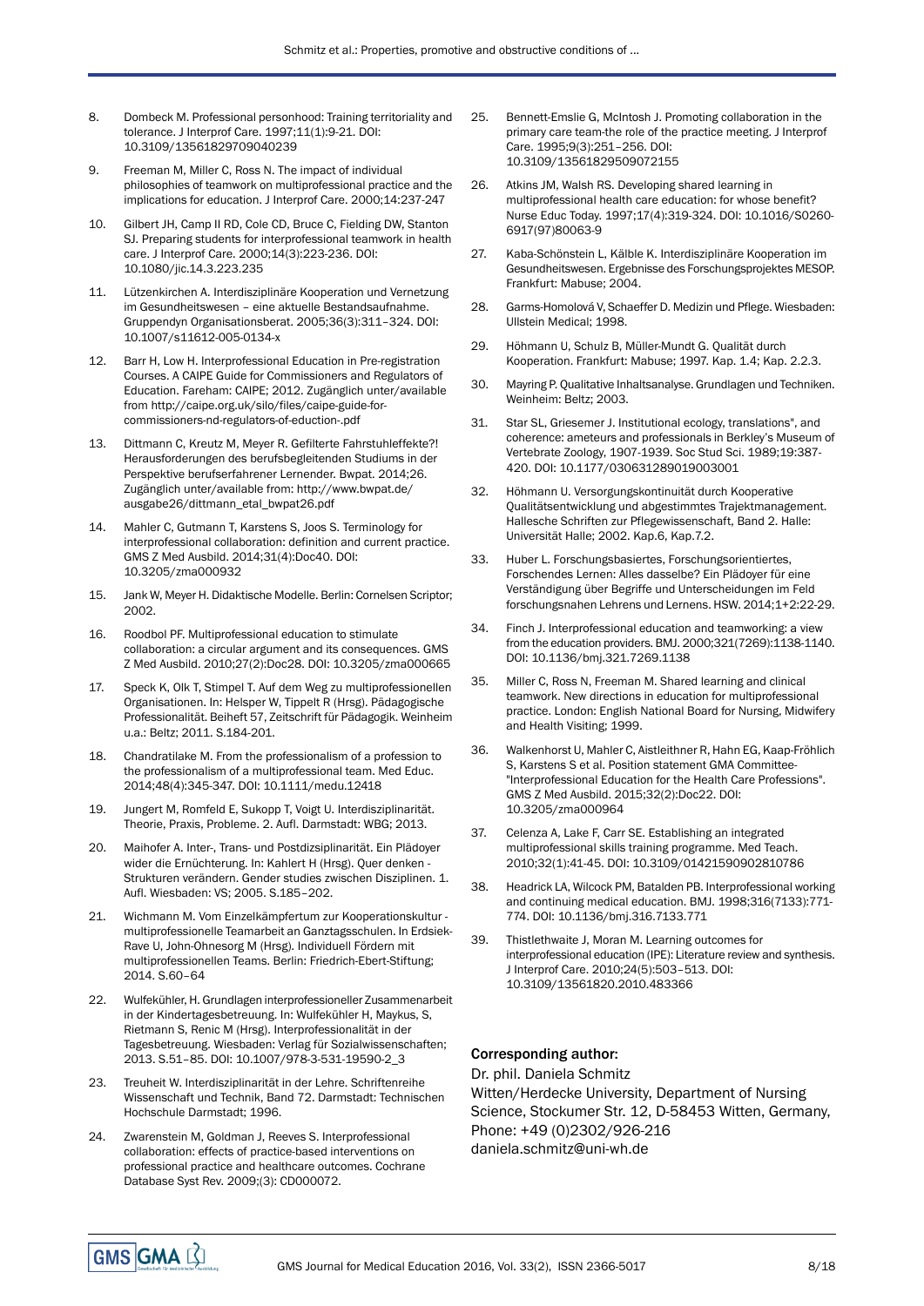8. Dombeck M. Professional personhood: Training territoriality and tolerance. J Interprof Care. 1997;11(1):9-21. DOI: 10.3109/13561829709040239

9. Freeman M, Miller C, Ross N. The impact of individual philosophies of teamwork on multiprofessional practice and the implications for education. J Interprof Care. 2000;14:237-247

10. Gilbert JH, Camp II RD, Cole CD, Bruce C, Fielding DW, Stanton SJ. Preparing students for interprofessional teamwork in health care. J Interprof Care. 2000;14(3):223-236. DOI: 10.1080/jic.14.3.223.235

11. Lützenkirchen A. Interdisziplinäre Kooperation und Vernetzung im Gesundheitswesen – eine aktuelle Bestandsaufnahme. Gruppendyn Organisationsberat. 2005;36(3):311–324. DOI: 10.1007/s11612-005-0134-x

12. Barr H, Low H. Interprofessional Education in Pre-registration Courses. A CAIPE Guide for Commissioners and Regulators of Education. Fareham: CAIPE; 2012. Zugänglich unter/available from http://caipe.org.uk/silo/files/caipe-guide-for-commissioners-nd-regulators-of-eduction-.pdf

13. Dittmann C, Kreutz M, Meyer R. Gefilterte Fahrstuhleffekte?! Herausforderungen des berufsbegleitenden Studiums in der Perspektive berufserfahrener Lernender. Bwpat. 2014;26. Zugänglich unter/available from: http://www.bwpat.de/ausgabe26/dittmann_etal_bwpat26.pdf

14. Mahler C, Gutmann T, Karstens S, Joos S. Terminology for interprofessional collaboration: definition and current practice. GMS Z Med Ausbild. 2014;31(4):Doc40. DOI: 10.3205/zma000932

15. Jank W, Meyer H. Didaktische Modelle. Berlin: Cornelsen Scriptor; 2002.

16. Roodbol PF. Multiprofessional education to stimulate collaboration: a circular argument and its consequences. GMS Z Med Ausbild. 2010;27(2):Doc28. DOI: 10.3205/zma000665

17. Speck K, Olk T, Stimpel T. Auf dem Weg zu multiprofessionellen Organisationen. In: Helsper W, Tippelt R (Hrsg). Pädagogische Professionalität. Beiheft 57, Zeitschrift für Pädagogik. Weinheim u.a.: Beltz; 2011. S.184-201.

18. Chandratilake M. From the professionalism of a profession to the professionalism of a multiprofessional team. Med Educ. 2014;48(4):345-347. DOI: 10.1111/medu.12418

19. Jungert M, Romfeld E, Sukopp T, Voigt U. Interdisziplinarität. Theorie, Praxis, Probleme. 2. Aufl. Darmstadt: WBG; 2013.

20. Maihofer A. Inter-, Trans- und Postdizsiplinarität. Ein Plädoyer wider die Ernüchterung. In: Kahlert H (Hrsg). Quer denken - Strukturen verändern. Gender studies zwischen Disziplinen. 1. Aufl. Wiesbaden: VS; 2005. S.185–202.

21. Wichmann M. Vom Einzelkämpfertum zur Kooperationskultur - multiprofessionelle Teamarbeit an Ganztagsschulen. In Erdsiek-Rave U, John-Ohnesorg M (Hrsg). Individuell Fördern mit multiprofessionellen Teams. Berlin: Friedrich-Ebert-Stiftung; 2014. S.60–64

22. Wulfekühler, H. Grundlagen interprofessioneller Zusammenarbeit in der Kindertagesbetreuung. In: Wulfekühler H, Maykus, S, Rietmann S, Renic M (Hrsg). Interprofessionalität in der Tagesbetreuung. Wiesbaden: Verlag für Sozialwissenschaften; 2013. S.51–85. DOI: 10.1007/978-3-531-19590-2_3

23. Treuheit W. Interdisziplinarität in der Lehre. Schriftenreihe Wissenschaft und Technik, Band 72. Darmstadt: Technischen Hochschule Darmstadt; 1996.

24. Zwarenstein M, Goldman J, Reeves S. Interprofessional collaboration: effects of practice-based interventions on professional practice and healthcare outcomes. Cochrane Database Syst Rev. 2009;(3): CD000072.

25. Bennett-Emslie G, McIntosh J. Promoting collaboration in the primary care team-the role of the practice meeting. J Interprof Care. 1995;9(3):251–256. DOI: 10.3109/13561829509072155

26. Atkins JM, Walsh RS. Developing shared learning in multiprofessional health care education: for whose benefit? Nurse Educ Today. 1997;17(4):319-324. DOI: 10.1016/S0260-6917(97)80063-9

27. Kaba-Schönstein L, Kälble K. Interdisziplinäre Kooperation im Gesundheitswesen. Ergebnisse des Forschungsprojektes MESOP. Frankfurt: Mabuse; 2004.

28. Garms-Homolová V, Schaeffer D. Medizin und Pflege. Wiesbaden: Ullstein Medical; 1998.

29. Höhmann U, Schulz B, Müller-Mundt G. Qualität durch Kooperation. Frankfurt: Mabuse; 1997. Kap. 1.4; Kap. 2.2.3.

30. Mayring P. Qualitative Inhaltsanalyse. Grundlagen und Techniken. Weinheim: Beltz; 2003.

31. Star SL, Griesemer J. Institutional ecology, translations", and coherence: ameteurs and professionals in Berkley's Museum of Vertebrate Zoology, 1907-1939. Soc Stud Sci. 1989;19:387-420. DOI: 10.1177/030631289019003001

32. Höhmann U. Versorgungskontinuität durch Kooperative Qualitätsentwicklung und abgestimmtes Trajektmanagement. Hallesche Schriften zur Pflegewissenschaft, Band 2. Halle: Universität Halle; 2002. Kap.6, Kap.7.2.

33. Huber L. Forschungsbasiertes, Forschungsorientiertes, Forschendes Lernen: Alles dasselbe? Ein Plädoyer für eine Verständigung über Begriffe und Unterscheidungen im Feld forschungsnahen Lehrens und Lernens. HSW. 2014;1+2:22-29.

34. Finch J. Interprofessional education and teamworking: a view from the education providers. BMJ. 2000;321(7269):1138-1140. DOI: 10.1136/bmj.321.7269.1138

35. Miller C, Ross N, Freeman M. Shared learning and clinical teamwork. New directions in education for multiprofessional practice. London: English National Board for Nursing, Midwifery and Health Visiting; 1999.

36. Walkenhorst U, Mahler C, Aistleithner R, Hahn EG, Kaap-Fröhlich S, Karstens S et al. Position statement GMA Committee- "Interprofessional Education for the Health Care Professions". GMS Z Med Ausbild. 2015;32(2):Doc22. DOI: 10.3205/zma000964

37. Celenza A, Lake F, Carr SE. Establishing an integrated multiprofessional skills training programme. Med Teach. 2010;32(1):41-45. DOI: 10.3109/01421590902810786

38. Headrick LA, Wilcock PM, Batalden PB. Interprofessional working and continuing medical education. BMJ. 1998;316(7133):771-774. DOI: 10.1136/bmj.316.7133.771

39. Thistlethwaite J, Moran M. Learning outcomes for interprofessional education (IPE): Literature review and synthesis. J Interprof Care. 2010;24(5):503–513. DOI: 10.3109/13561820.2010.483366

## Corresponding author:

Dr. phil. Daniela Schmitz
Witten/Herdecke University, Department of Nursing Science, Stockumer Str. 12, D-58453 Witten, Germany, Phone: +49 (0)2302/926-216
daniela.schmitz@uni-wh.de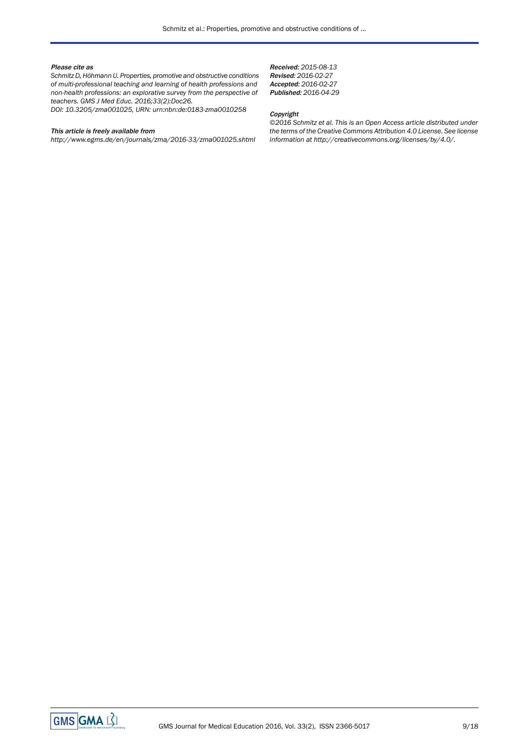*Please cite as*

*Schmitz D, Höhmann U. Properties, promotive and obstructive conditions of multi-professional teaching and learning of health professions and non-health professions: an explorative survey from the perspective of teachers. GMS J Med Educ. 2016;33(2):Doc26.*

*DOI: 10.3205/zma001025, URN: urn:nbn:de:0183-zma0010258*

*This article is freely available from*

*http://www.egms.de/en/journals/zma/2016-33/zma001025.shtml*

***Received:*** *2015-08-13*
***Revised:*** *2016-02-27*
***Accepted:*** *2016-02-27*
***Published:*** *2016-04-29*

*Copyright*

*©2016 Schmitz et al. This is an Open Access article distributed under the terms of the Creative Commons Attribution 4.0 License. See license information at http://creativecommons.org/licenses/by/4.0/.*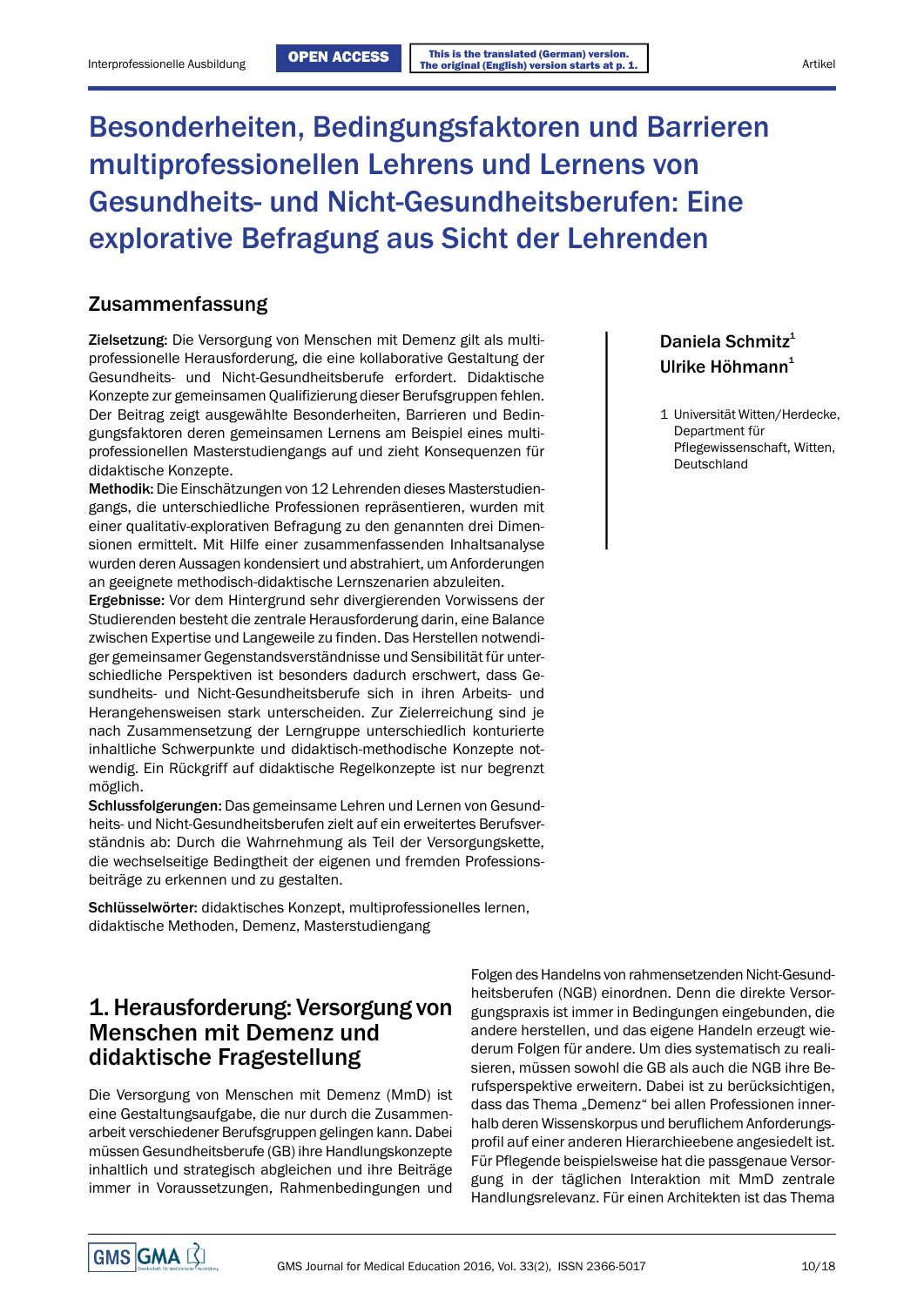# Besonderheiten, Bedingungsfaktoren und Barrieren multiprofessionellen Lehrens und Lernens von Gesundheits- und Nicht-Gesundheitsberufen: Eine explorative Befragung aus Sicht der Lehrenden

Daniela Schmitz[1]
Ulrike Höhmann[1]

1 Universität Witten/Herdecke, Department für Pflegewissenschaft, Witten, Deutschland

## Zusammenfassung

**Zielsetzung:** Die Versorgung von Menschen mit Demenz gilt als multiprofessionelle Herausforderung, die eine kollaborative Gestaltung der Gesundheits- und Nicht-Gesundheitsberufe erfordert. Didaktische Konzepte zur gemeinsamen Qualifizierung dieser Berufsgruppen fehlen. Der Beitrag zeigt ausgewählte Besonderheiten, Barrieren und Bedingungsfaktoren deren gemeinsamen Lernens am Beispiel eines multiprofessionellen Masterstudiengangs auf und zieht Konsequenzen für didaktische Konzepte.

**Methodik:** Die Einschätzungen von 12 Lehrenden dieses Masterstudiengangs, die unterschiedliche Professionen repräsentieren, wurden mit einer qualitativ-explorativen Befragung zu den genannten drei Dimensionen ermittelt. Mit Hilfe einer zusammenfassenden Inhaltsanalyse wurden deren Aussagen kondensiert und abstrahiert, um Anforderungen an geeignete methodisch-didaktische Lernszenarien abzuleiten.

**Ergebnisse:** Vor dem Hintergrund sehr divergierenden Vorwissens der Studierenden besteht die zentrale Herausforderung darin, eine Balance zwischen Expertise und Langeweile zu finden. Das Herstellen notwendiger gemeinsamer Gegenstandsverständnisse und Sensibilität für unterschiedliche Perspektiven ist besonders dadurch erschwert, dass Gesundheits- und Nicht-Gesundheitsberufe sich in ihren Arbeits- und Herangehensweisen stark unterscheiden. Zur Zielerreichung sind je nach Zusammensetzung der Lerngruppe unterschiedlich konturierte inhaltliche Schwerpunkte und didaktisch-methodische Konzepte notwendig. Ein Rückgriff auf didaktische Regelkonzepte ist nur begrenzt möglich.

**Schlussfolgerungen:** Das gemeinsame Lehren und Lernen von Gesundheits- und Nicht-Gesundheitsberufen zielt auf ein erweitertes Berufsverständnis ab: Durch die Wahrnehmung als Teil der Versorgungskette, die wechselseitige Bedingtheit der eigenen und fremden Professionsbeiträge zu erkennen und zu gestalten.

**Schlüsselwörter:** didaktisches Konzept, multiprofessionelles lernen, didaktische Methoden, Demenz, Masterstudiengang

## 1. Herausforderung: Versorgung von Menschen mit Demenz und didaktische Fragestellung

Die Versorgung von Menschen mit Demenz (MmD) ist eine Gestaltungsaufgabe, die nur durch die Zusammenarbeit verschiedener Berufsgruppen gelingen kann. Dabei müssen Gesundheitsberufe (GB) ihre Handlungskonzepte inhaltlich und strategisch abgleichen und ihre Beiträge immer in Voraussetzungen, Rahmenbedingungen und Folgen des Handelns von rahmensetzenden Nicht-Gesundheitsberufen (NGB) einordnen. Denn die direkte Versorgungspraxis ist immer in Bedingungen eingebunden, die andere herstellen, und das eigene Handeln erzeugt wiederum Folgen für andere. Um dies systematisch zu realisieren, müssen sowohl die GB als auch die NGB ihre Berufsperspektive erweitern. Dabei ist zu berücksichtigen, dass das Thema „Demenz“ bei allen Professionen innerhalb deren Wissenskorpus und beruflichem Anforderungsprofil auf einer anderen Hierarchieebene angesiedelt ist. Für Pflegende beispielsweise hat die passgenaue Versorgung in der täglichen Interaktion mit MmD zentrale Handlungsrelevanz. Für einen Architekten ist das Thema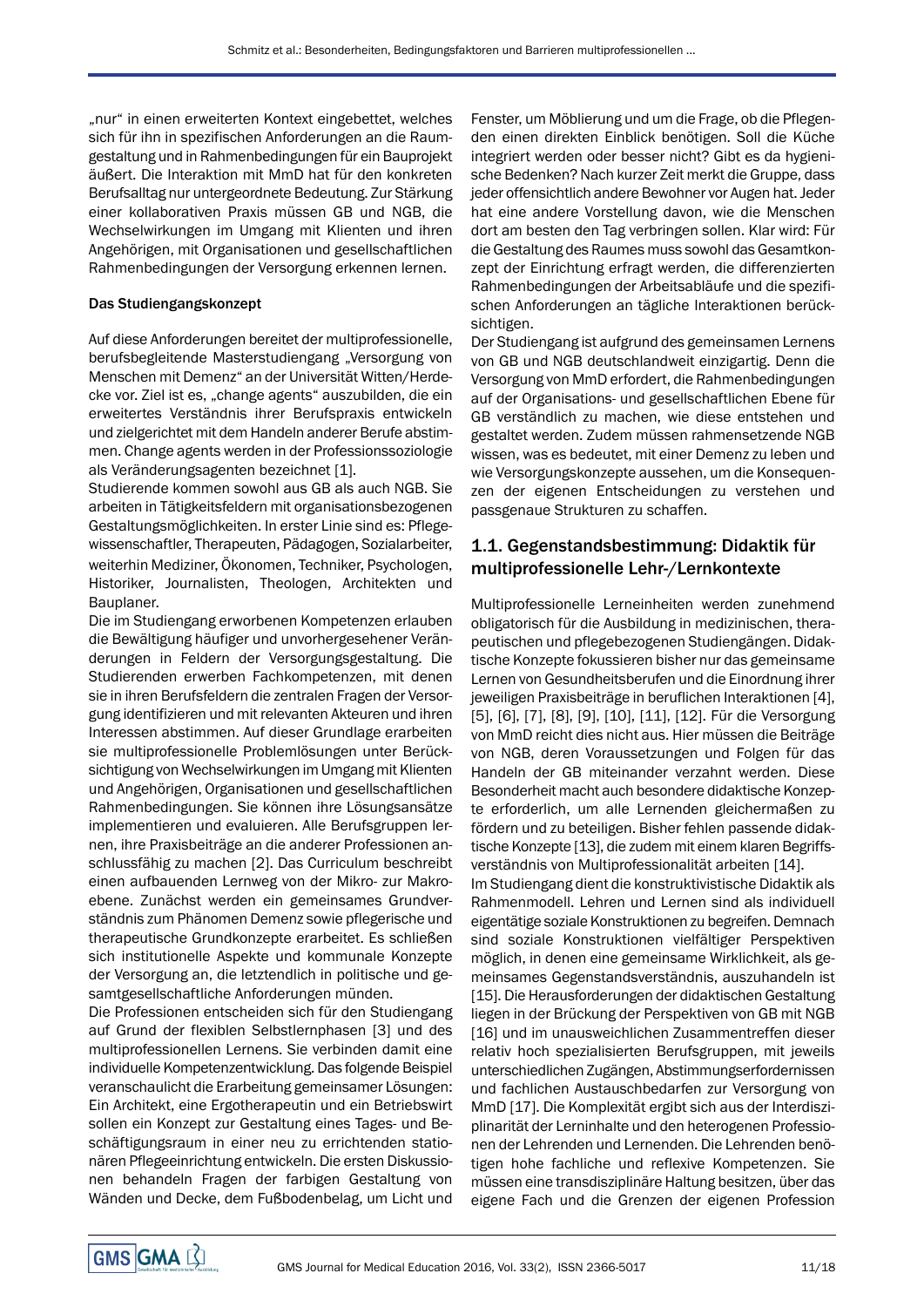„nur" in einen erweiterten Kontext eingebettet, welches sich für ihn in spezifischen Anforderungen an die Raumgestaltung und in Rahmenbedingungen für ein Bauprojekt äußert. Die Interaktion mit MmD hat für den konkreten Berufsalltag nur untergeordnete Bedeutung. Zur Stärkung einer kollaborativen Praxis müssen GB und NGB, die Wechselwirkungen im Umgang mit Klienten und ihren Angehörigen, mit Organisationen und gesellschaftlichen Rahmenbedingungen der Versorgung erkennen lernen.

**Das Studiengangskonzept**

Auf diese Anforderungen bereitet der multiprofessionelle, berufsbegleitende Masterstudiengang „Versorgung von Menschen mit Demenz" an der Universität Witten/Herdecke vor. Ziel ist es, „change agents" auszubilden, die ein erweitertes Verständnis ihrer Berufspraxis entwickeln und zielgerichtet mit dem Handeln anderer Berufe abstimmen. Change agents werden in der Professionssoziologie als Veränderungsagenten bezeichnet [1].

Studierende kommen sowohl aus GB als auch NGB. Sie arbeiten in Tätigkeitsfeldern mit organisationsbezogenen Gestaltungsmöglichkeiten. In erster Linie sind es: Pflegewissenschaftler, Therapeuten, Pädagogen, Sozialarbeiter, weiterhin Mediziner, Ökonomen, Techniker, Psychologen, Historiker, Journalisten, Theologen, Architekten und Bauplaner.

Die im Studiengang erworbenen Kompetenzen erlauben die Bewältigung häufiger und unvorhergesehener Veränderungen in Feldern der Versorgungsgestaltung. Die Studierenden erwerben Fachkompetenzen, mit denen sie in ihren Berufsfeldern die zentralen Fragen der Versorgung identifizieren und mit relevanten Akteuren und ihren Interessen abstimmen. Auf dieser Grundlage erarbeiten sie multiprofessionelle Problemlösungen unter Berücksichtigung von Wechselwirkungen im Umgang mit Klienten und Angehörigen, Organisationen und gesellschaftlichen Rahmenbedingungen. Sie können ihre Lösungsansätze implementieren und evaluieren. Alle Berufsgruppen lernen, ihre Praxisbeiträge an die anderer Professionen anschlussfähig zu machen [2]. Das Curriculum beschreibt einen aufbauenden Lernweg von der Mikro- zur Makroebene. Zunächst werden ein gemeinsames Grundverständnis zum Phänomen Demenz sowie pflegerische und therapeutische Grundkonzepte erarbeitet. Es schließen sich institutionelle Aspekte und kommunale Konzepte der Versorgung an, die letztendlich in politische und gesamtgesellschaftliche Anforderungen münden.

Die Professionen entscheiden sich für den Studiengang auf Grund der flexiblen Selbstlernphasen [3] und des multiprofessionellen Lernens. Sie verbinden damit eine individuelle Kompetenzentwicklung. Das folgende Beispiel veranschaulicht die Erarbeitung gemeinsamer Lösungen: Ein Architekt, eine Ergotherapeutin und ein Betriebswirt sollen ein Konzept zur Gestaltung eines Tages- und Beschäftigungsraum in einer neu zu errichtenden stationären Pflegeeinrichtung entwickeln. Die ersten Diskussionen behandeln Fragen der farbigen Gestaltung von Wänden und Decke, dem Fußbodenbelag, um Licht und Fenster, um Möblierung und um die Frage, ob die Pflegenden einen direkten Einblick benötigen. Soll die Küche integriert werden oder besser nicht? Gibt es da hygienische Bedenken? Nach kurzer Zeit merkt die Gruppe, dass jeder offensichtlich andere Bewohner vor Augen hat. Jeder hat eine andere Vorstellung davon, wie die Menschen dort am besten den Tag verbringen sollen. Klar wird: Für die Gestaltung des Raumes muss sowohl das Gesamtkonzept der Einrichtung erfragt werden, die differenzierten Rahmenbedingungen der Arbeitsabläufe und die spezifischen Anforderungen an tägliche Interaktionen berücksichtigen.

Der Studiengang ist aufgrund des gemeinsamen Lernens von GB und NGB deutschlandweit einzigartig. Denn die Versorgung von MmD erfordert, die Rahmenbedingungen auf der Organisations- und gesellschaftlichen Ebene für GB verständlich zu machen, wie diese entstehen und gestaltet werden. Zudem müssen rahmensetzende NGB wissen, was es bedeutet, mit einer Demenz zu leben und wie Versorgungskonzepte aussehen, um die Konsequenzen der eigenen Entscheidungen zu verstehen und passgenaue Strukturen zu schaffen.

## 1.1. Gegenstandsbestimmung: Didaktik für multiprofessionelle Lehr-/Lernkontexte

Multiprofessionelle Lerneinheiten werden zunehmend obligatorisch für die Ausbildung in medizinischen, therapeutischen und pflegebezogenen Studiengängen. Didaktische Konzepte fokussieren bisher nur das gemeinsame Lernen von Gesundheitsberufen und die Einordnung ihrer jeweiligen Praxisbeiträge in beruflichen Interaktionen [4], [5], [6], [7], [8], [9], [10], [11], [12]. Für die Versorgung von MmD reicht dies nicht aus. Hier müssen die Beiträge von NGB, deren Voraussetzungen und Folgen für das Handeln der GB miteinander verzahnt werden. Diese Besonderheit macht auch besondere didaktische Konzepte erforderlich, um alle Lernenden gleichermaßen zu fördern und zu beteiligen. Bisher fehlen passende didaktische Konzepte [13], die zudem mit einem klaren Begriffsverständnis von Multiprofessionalität arbeiten [14].

Im Studiengang dient die konstruktivistische Didaktik als Rahmenmodell. Lehren und Lernen sind als individuell eigentätige soziale Konstruktionen zu begreifen. Demnach sind soziale Konstruktionen vielfältiger Perspektiven möglich, in denen eine gemeinsame Wirklichkeit, als gemeinsames Gegenstandsverständnis, auszuhandeln ist [15]. Die Herausforderungen der didaktischen Gestaltung liegen in der Brückung der Perspektiven von GB mit NGB [16] und im unausweichlichen Zusammentreffen dieser relativ hoch spezialisierten Berufsgruppen, mit jeweils unterschiedlichen Zugängen, Abstimmungserfordernissen und fachlichen Austauschbedarfen zur Versorgung von MmD [17]. Die Komplexität ergibt sich aus der Interdisziplinarität der Lerninhalte und den heterogenen Professionen der Lehrenden und Lernenden. Die Lehrenden benötigen hohe fachliche und reflexive Kompetenzen. Sie müssen eine transdisziplinäre Haltung besitzen, über das eigene Fach und die Grenzen der eigenen Profession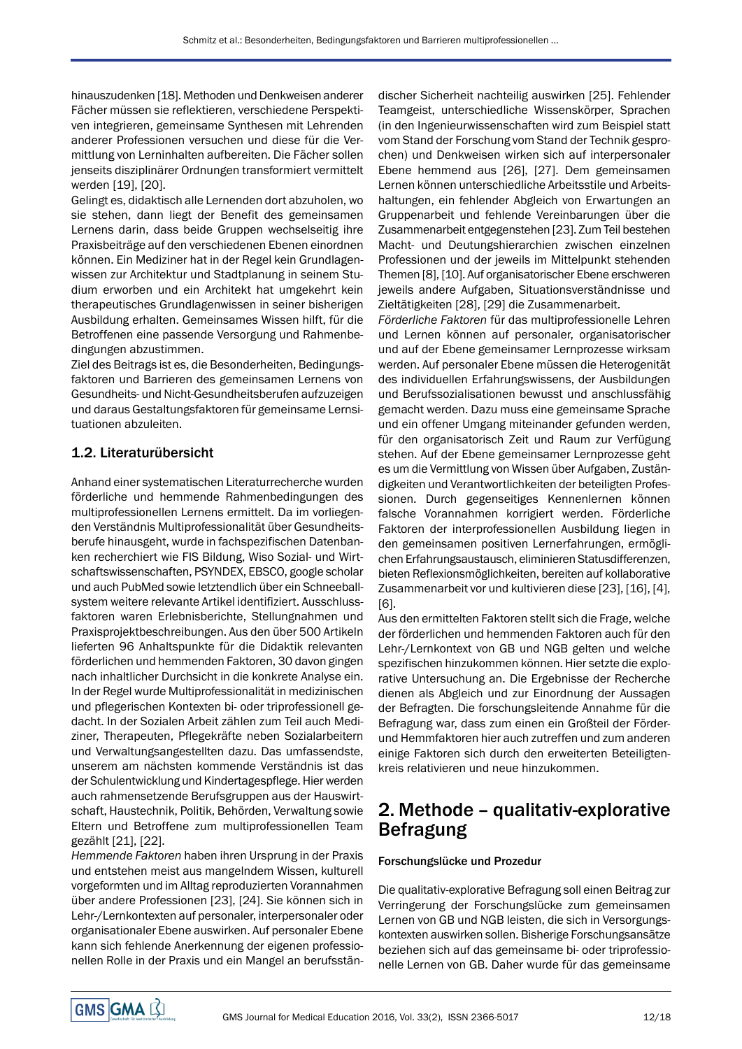hinauszudenken [18]. Methoden und Denkweisen anderer Fächer müssen sie reflektieren, verschiedene Perspektiven integrieren, gemeinsame Synthesen mit Lehrenden anderer Professionen versuchen und diese für die Vermittlung von Lerninhalten aufbereiten. Die Fächer sollen jenseits disziplinärer Ordnungen transformiert vermittelt werden [19], [20].

Gelingt es, didaktisch alle Lernenden dort abzuholen, wo sie stehen, dann liegt der Benefit des gemeinsamen Lernens darin, dass beide Gruppen wechselseitig ihre Praxisbeiträge auf den verschiedenen Ebenen einordnen können. Ein Mediziner hat in der Regel kein Grundlagenwissen zur Architektur und Stadtplanung in seinem Studium erworben und ein Architekt hat umgekehrt kein therapeutisches Grundlagenwissen in seiner bisherigen Ausbildung erhalten. Gemeinsames Wissen hilft, für die Betroffenen eine passende Versorgung und Rahmenbedingungen abzustimmen.

Ziel des Beitrags ist es, die Besonderheiten, Bedingungsfaktoren und Barrieren des gemeinsamen Lernens von Gesundheits- und Nicht-Gesundheitsberufen aufzuzeigen und daraus Gestaltungsfaktoren für gemeinsame Lernsituationen abzuleiten.

## 1.2. Literaturübersicht

Anhand einer systematischen Literaturrecherche wurden förderliche und hemmende Rahmenbedingungen des multiprofessionellen Lernens ermittelt. Da im vorliegenden Verständnis Multiprofessionalität über Gesundheitsberufe hinausgeht, wurde in fachspezifischen Datenbanken recherchiert wie FIS Bildung, Wiso Sozial- und Wirtschaftswissenschaften, PSYNDEX, EBSCO, google scholar und auch PubMed sowie letztendlich über ein Schneeballsystem weitere relevante Artikel identifiziert. Ausschlussfaktoren waren Erlebnisberichte, Stellungnahmen und Praxisprojektbeschreibungen. Aus den über 500 Artikeln lieferten 96 Anhaltspunkte für die Didaktik relevanten förderlichen und hemmenden Faktoren, 30 davon gingen nach inhaltlicher Durchsicht in die konkrete Analyse ein. In der Regel wurde Multiprofessionalität in medizinischen und pflegerischen Kontexten bi- oder triprofessionell gedacht. In der Sozialen Arbeit zählen zum Teil auch Mediziner, Therapeuten, Pflegekräfte neben Sozialarbeitern und Verwaltungsangestellten dazu. Das umfassendste, unserem am nächsten kommende Verständnis ist das der Schulentwicklung und Kindertagespflege. Hier werden auch rahmensetzende Berufsgruppen aus der Hauswirtschaft, Haustechnik, Politik, Behörden, Verwaltung sowie Eltern und Betroffene zum multiprofessionellen Team gezählt [21], [22].

*Hemmende Faktoren* haben ihren Ursprung in der Praxis und entstehen meist aus mangelndem Wissen, kulturell vorgeformten und im Alltag reproduzierten Vorannahmen über andere Professionen [23], [24]. Sie können sich in Lehr-/Lernkontexten auf personaler, interpersonaler oder organisationaler Ebene auswirken. Auf personaler Ebene kann sich fehlende Anerkennung der eigenen professionellen Rolle in der Praxis und ein Mangel an berufsständischer Sicherheit nachteilig auswirken [25]. Fehlender Teamgeist, unterschiedliche Wissenskörper, Sprachen (in den Ingenieurwissenschaften wird zum Beispiel statt vom Stand der Forschung vom Stand der Technik gesprochen) und Denkweisen wirken sich auf interpersonaler Ebene hemmend aus [26], [27]. Dem gemeinsamen Lernen können unterschiedliche Arbeitsstile und Arbeitshaltungen, ein fehlender Abgleich von Erwartungen an Gruppenarbeit und fehlende Vereinbarungen über die Zusammenarbeit entgegenstehen [23]. Zum Teil bestehen Macht- und Deutungshierarchien zwischen einzelnen Professionen und der jeweils im Mittelpunkt stehenden Themen [8], [10]. Auf organisatorischer Ebene erschweren jeweils andere Aufgaben, Situationsverständnisse und Zieltätigkeiten [28], [29] die Zusammenarbeit.

*Förderliche Faktoren* für das multiprofessionelle Lehren und Lernen können auf personaler, organisatorischer und auf der Ebene gemeinsamer Lernprozesse wirksam werden. Auf personaler Ebene müssen die Heterogenität des individuellen Erfahrungswissens, der Ausbildungen und Berufssozialisationen bewusst und anschlussfähig gemacht werden. Dazu muss eine gemeinsame Sprache und ein offener Umgang miteinander gefunden werden, für den organisatorisch Zeit und Raum zur Verfügung stehen. Auf der Ebene gemeinsamer Lernprozesse geht es um die Vermittlung von Wissen über Aufgaben, Zuständigkeiten und Verantwortlichkeiten der beteiligten Professionen. Durch gegenseitiges Kennenlernen können falsche Vorannahmen korrigiert werden. Förderliche Faktoren der interprofessionellen Ausbildung liegen in den gemeinsamen positiven Lernerfahrungen, ermöglichen Erfahrungsaustausch, eliminieren Statusdifferenzen, bieten Reflexionsmöglichkeiten, bereiten auf kollaborative Zusammenarbeit vor und kultivieren diese [23], [16], [4], [6].

Aus den ermittelten Faktoren stellt sich die Frage, welche der förderlichen und hemmenden Faktoren auch für den Lehr-/Lernkontext von GB und NGB gelten und welche spezifischen hinzukommen können. Hier setzte die explorative Untersuchung an. Die Ergebnisse der Recherche dienen als Abgleich und zur Einordnung der Aussagen der Befragten. Die forschungsleitende Annahme für die Befragung war, dass zum einen ein Großteil der Förder- und Hemmfaktoren hier auch zutreffen und zum anderen einige Faktoren sich durch den erweiterten Beteiligtenkreis relativieren und neue hinzukommen.

# 2. Methode – qualitativ-explorative Befragung

#### Forschungslücke und Prozedur

Die qualitativ-explorative Befragung soll einen Beitrag zur Verringerung der Forschungslücke zum gemeinsamen Lernen von GB und NGB leisten, die sich in Versorgungskontexten auswirken sollen. Bisherige Forschungsansätze beziehen sich auf das gemeinsame bi- oder triprofessionelle Lernen von GB. Daher wurde für das gemeinsame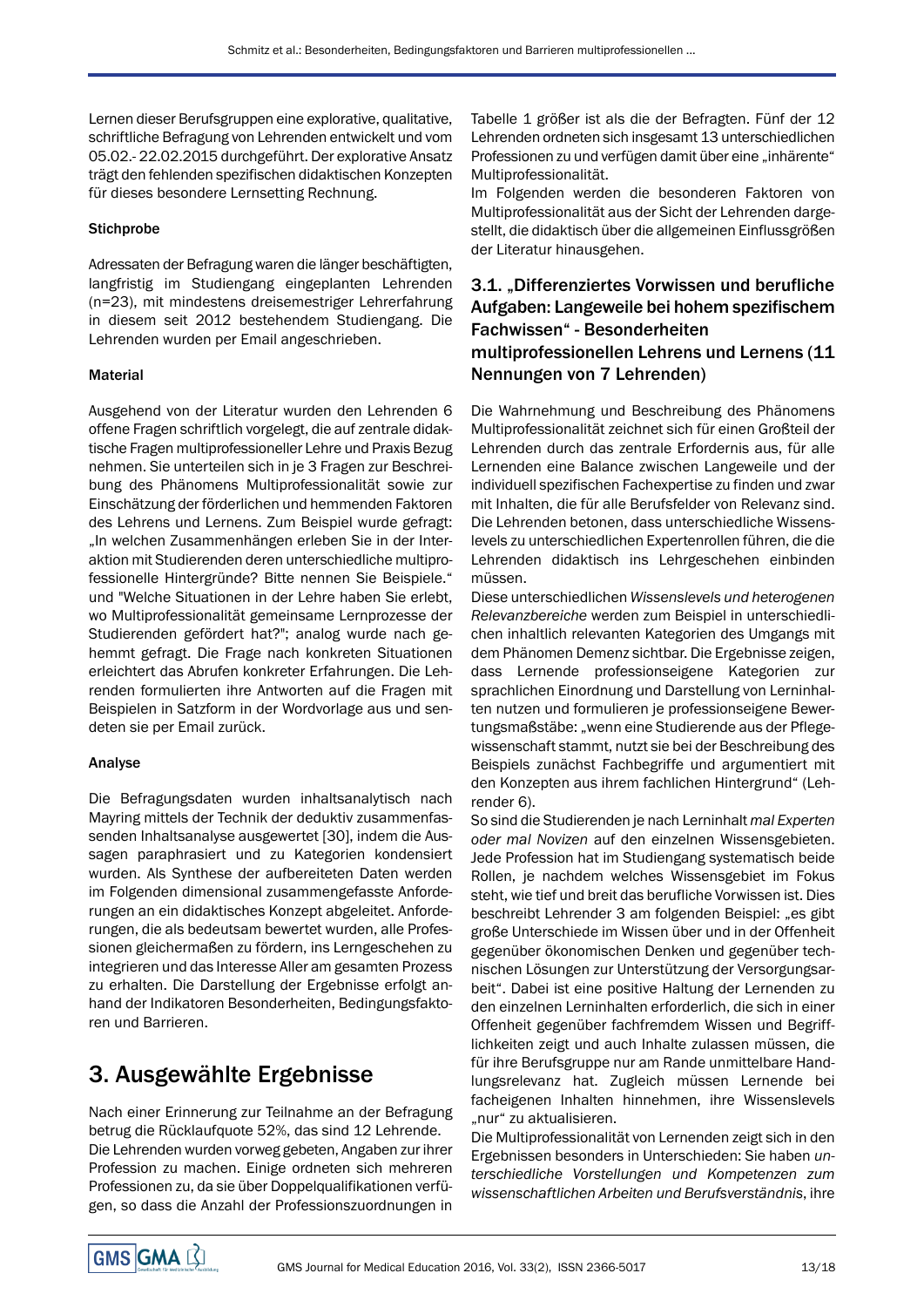Lernen dieser Berufsgruppen eine explorative, qualitative, schriftliche Befragung von Lehrenden entwickelt und vom 05.02.- 22.02.2015 durchgeführt. Der explorative Ansatz trägt den fehlenden spezifischen didaktischen Konzepten für dieses besondere Lernsetting Rechnung.

#### Stichprobe

Adressaten der Befragung waren die länger beschäftigten, langfristig im Studiengang eingeplanten Lehrenden (n=23), mit mindestens dreisemestriger Lehrerfahrung in diesem seit 2012 bestehendem Studiengang. Die Lehrenden wurden per Email angeschrieben.

#### Material

Ausgehend von der Literatur wurden den Lehrenden 6 offene Fragen schriftlich vorgelegt, die auf zentrale didaktische Fragen multiprofessioneller Lehre und Praxis Bezug nehmen. Sie unterteilen sich in je 3 Fragen zur Beschreibung des Phänomens Multiprofessionalität sowie zur Einschätzung der förderlichen und hemmenden Faktoren des Lehrens und Lernens. Zum Beispiel wurde gefragt: „In welchen Zusammenhängen erleben Sie in der Interaktion mit Studierenden deren unterschiedliche multiprofessionelle Hintergründe? Bitte nennen Sie Beispiele." und "Welche Situationen in der Lehre haben Sie erlebt, wo Multiprofessionalität gemeinsame Lernprozesse der Studierenden gefördert hat?"; analog wurde nach gehemmt gefragt. Die Frage nach konkreten Situationen erleichtert das Abrufen konkreter Erfahrungen. Die Lehrenden formulierten ihre Antworten auf die Fragen mit Beispielen in Satzform in der Wordvorlage aus und sendeten sie per Email zurück.

#### Analyse

Die Befragungsdaten wurden inhaltsanalytisch nach Mayring mittels der Technik der deduktiv zusammenfassenden Inhaltsanalyse ausgewertet [30], indem die Aussagen paraphrasiert und zu Kategorien kondensiert wurden. Als Synthese der aufbereiteten Daten werden im Folgenden dimensional zusammengefasste Anforderungen an ein didaktisches Konzept abgeleitet. Anforderungen, die als bedeutsam bewertet wurden, alle Professionen gleichermaßen zu fördern, ins Lerngeschehen zu integrieren und das Interesse Aller am gesamten Prozess zu erhalten. Die Darstellung der Ergebnisse erfolgt anhand der Indikatoren Besonderheiten, Bedingungsfaktoren und Barrieren.

## 3. Ausgewählte Ergebnisse

Nach einer Erinnerung zur Teilnahme an der Befragung betrug die Rücklaufquote 52%, das sind 12 Lehrende.
Die Lehrenden wurden vorweg gebeten, Angaben zur ihrer Profession zu machen. Einige ordneten sich mehreren Professionen zu, da sie über Doppelqualifikationen verfügen, so dass die Anzahl der Professionszuordnungen in Tabelle 1 größer ist als die der Befragten. Fünf der 12 Lehrenden ordneten sich insgesamt 13 unterschiedlichen Professionen zu und verfügen damit über eine „inhärente" Multiprofessionalität.
Im Folgenden werden die besonderen Faktoren von Multiprofessionalität aus der Sicht der Lehrenden dargestellt, die didaktisch über die allgemeinen Einflussgrößen der Literatur hinausgehen.

### 3.1. „Differenziertes Vorwissen und berufliche Aufgaben: Langeweile bei hohem spezifischem Fachwissen" - Besonderheiten multiprofessionellen Lehrens und Lernens (11 Nennungen von 7 Lehrenden)

Die Wahrnehmung und Beschreibung des Phänomens Multiprofessionalität zeichnet sich für einen Großteil der Lehrenden durch das zentrale Erfordernis aus, für alle Lernenden eine Balance zwischen Langeweile und der individuell spezifischen Fachexpertise zu finden und zwar mit Inhalten, die für alle Berufsfelder von Relevanz sind. Die Lehrenden betonen, dass unterschiedliche Wissenslevels zu unterschiedlichen Expertenrollen führen, die die Lehrenden didaktisch ins Lehrgeschehen einbinden müssen.
Diese unterschiedlichen *Wissenslevels und heterogenen Relevanzbereiche* werden zum Beispiel in unterschiedlichen inhaltlich relevanten Kategorien des Umgangs mit dem Phänomen Demenz sichtbar. Die Ergebnisse zeigen, dass Lernende professionseigene Kategorien zur sprachlichen Einordnung und Darstellung von Lerninhalten nutzen und formulieren je professionseigene Bewertungsmaßstäbe: „wenn eine Studierende aus der Pflegewissenschaft stammt, nutzt sie bei der Beschreibung des Beispiels zunächst Fachbegriffe und argumentiert mit den Konzepten aus ihrem fachlichen Hintergrund" (Lehrender 6).
So sind die Studierenden je nach Lerninhalt *mal Experten oder mal Novizen* auf den einzelnen Wissensgebieten. Jede Profession hat im Studiengang systematisch beide Rollen, je nachdem welches Wissensgebiet im Fokus steht, wie tief und breit das berufliche Vorwissen ist. Dies beschreibt Lehrender 3 am folgenden Beispiel: „es gibt große Unterschiede im Wissen über und in der Offenheit gegenüber ökonomischen Denken und gegenüber technischen Lösungen zur Unterstützung der Versorgungsarbeit". Dabei ist eine positive Haltung der Lernenden zu den einzelnen Lerninhalten erforderlich, die sich in einer Offenheit gegenüber fachfremdem Wissen und Begrifflichkeiten zeigt und auch Inhalte zulassen müssen, die für ihre Berufsgruppe nur am Rande unmittelbare Handlungsrelevanz hat. Zugleich müssen Lernende bei facheigenen Inhalten hinnehmen, ihre Wissenslevels „nur" zu aktualisieren.
Die Multiprofessionalität von Lernenden zeigt sich in den Ergebnissen besonders in Unterschieden: Sie haben *unterschiedliche Vorstellungen und Kompetenzen zum wissenschaftlichen Arbeiten und Berufsverständnis*, ihre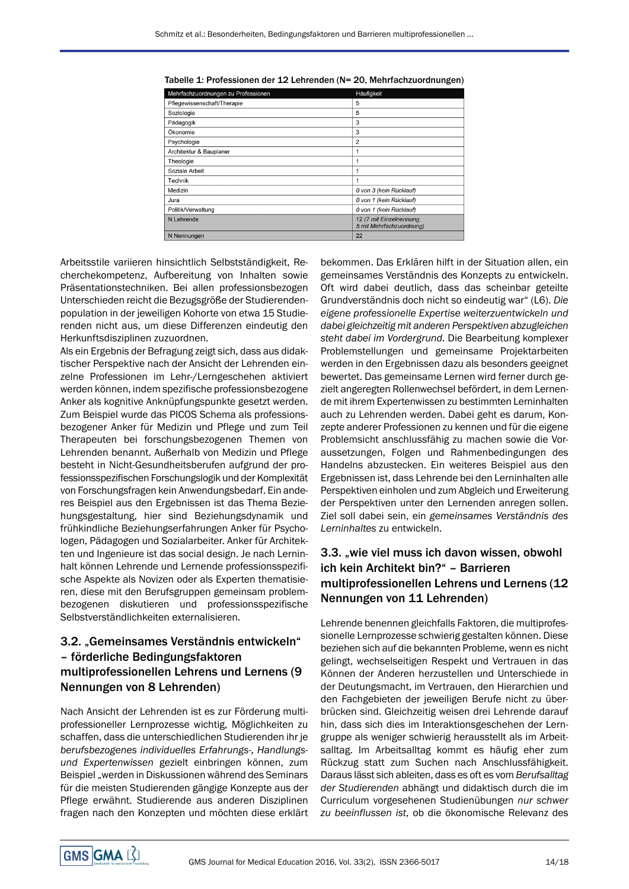**Tabelle 1: Professionen der 12 Lehrenden (N= 20, Mehrfachzuordnungen)**

| Mehrfachzuordnungen zu Professionen | Häufigkeit |
|---|---|
| Pflegewissenschaft/Therapie | 5 |
| Soziologie | 5 |
| Pädagogik | 3 |
| Ökonomie | 3 |
| Psychologie | 2 |
| Architektur & Bauplaner | 1 |
| Theologie | 1 |
| Soziale Arbeit | 1 |
| Technik | 1 |
| Medizin | *0 von 3 (kein Rücklauf)* |
| Jura | *0 von 1 (kein Rücklauf)* |
| Politik/Verwaltung | *0 von 1 (kein Rücklauf)* |
| N Lehrende | 12 (*7 mit Einzelnennung, 5 mit Mehrfachzuordnung)* |
| N Nennungen | 22 |

Arbeitsstile variieren hinsichtlich Selbstständigkeit, Recherchekompetenz, Aufbereitung von Inhalten sowie Präsentationstechniken. Bei allen professionsbezogen Unterschieden reicht die Bezugsgröße der Studierendenpopulation in der jeweiligen Kohorte von etwa 15 Studierenden nicht aus, um diese Differenzen eindeutig den Herkunftsdisziplinen zuzuordnen.

Als ein Ergebnis der Befragung zeigt sich, dass aus didaktischer Perspektive nach der Ansicht der Lehrenden einzelne Professionen im Lehr-/Lerngeschehen aktiviert werden können, indem spezifische professionsbezogene Anker als kognitive Anknüpfungspunkte gesetzt werden. Zum Beispiel wurde das PICOS Schema als professionsbezogener Anker für Medizin und Pflege und zum Teil Therapeuten bei forschungsbezogenen Themen von Lehrenden benannt. Außerhalb von Medizin und Pflege besteht in Nicht-Gesundheitsberufen aufgrund der professionsspezifischen Forschungslogik und der Komplexität von Forschungsfragen kein Anwendungsbedarf. Ein anderes Beispiel aus den Ergebnissen ist das Thema Beziehungsgestaltung, hier sind Beziehungsdynamik und frühkindliche Beziehungserfahrungen Anker für Psychologen, Pädagogen und Sozialarbeiter. Anker für Architekten und Ingenieure ist das social design. Je nach Lerninhalt können Lehrende und Lernende professionsspezifische Aspekte als Novizen oder als Experten thematisieren, diese mit den Berufsgruppen gemeinsam problembezogenen diskutieren und professionsspezifische Selbstverständlichkeiten externalisieren.

### 3.2. „Gemeinsames Verständnis entwickeln" – förderliche Bedingungsfaktoren multiprofessionellen Lehrens und Lernens (9 Nennungen von 8 Lehrenden)

Nach Ansicht der Lehrenden ist es zur Förderung multiprofessioneller Lernprozesse wichtig, Möglichkeiten zu schaffen, dass die unterschiedlichen Studierenden ihr je *berufsbezogenes individuelles Erfahrungs-, Handlungs- und Expertenwissen* gezielt einbringen können, zum Beispiel „werden in Diskussionen während des Seminars für die meisten Studierenden gängige Konzepte aus der Pflege erwähnt. Studierende aus anderen Disziplinen fragen nach den Konzepten und möchten diese erklärt bekommen. Das Erklären hilft in der Situation allen, ein gemeinsames Verständnis des Konzepts zu entwickeln. Oft wird dabei deutlich, dass das scheinbar geteilte Grundverständnis doch nicht so eindeutig war" (L6). *Die eigene professionelle Expertise weiterzuentwickeln und dabei gleichzeitig mit anderen Perspektiven abzugleichen steht dabei im Vordergrund.* Die Bearbeitung komplexer Problemstellungen und gemeinsame Projektarbeiten werden in den Ergebnissen dazu als besonders geeignet bewertet. Das gemeinsame Lernen wird ferner durch gezielt angeregten Rollenwechsel befördert, in dem Lernende mit ihrem Expertenwissen zu bestimmten Lerninhalten auch zu Lehrenden werden. Dabei geht es darum, Konzepte anderer Professionen zu kennen und für die eigene Problemsicht anschlussfähig zu machen sowie die Voraussetzungen, Folgen und Rahmenbedingungen des Handelns abzustecken. Ein weiteres Beispiel aus den Ergebnissen ist, dass Lehrende bei den Lerninhalten alle Perspektiven einholen und zum Abgleich und Erweiterung der Perspektiven unter den Lernenden anregen sollen. Ziel soll dabei sein, ein *gemeinsames Verständnis des Lerninhaltes* zu entwickeln.

### 3.3. „wie viel muss ich davon wissen, obwohl ich kein Architekt bin?" – Barrieren multiprofessionellen Lehrens und Lernens (12 Nennungen von 11 Lehrenden)

Lehrende benennen gleichfalls Faktoren, die multiprofessionelle Lernprozesse schwierig gestalten können. Diese beziehen sich auf die bekannten Probleme, wenn es nicht gelingt, wechselseitigen Respekt und Vertrauen in das Können der Anderen herzustellen und Unterschiede in der Deutungsmacht, im Vertrauen, den Hierarchien und den Fachgebieten der jeweiligen Berufe nicht zu überbrücken sind. Gleichzeitig weisen drei Lehrende darauf hin, dass sich dies im Interaktionsgeschehen der Lerngruppe als weniger schwierig herausstellt als im Arbeitsalltag. Im Arbeitsalltag kommt es häufig eher zum Rückzug statt zum Suchen nach Anschlussfähigkeit. Daraus lässt sich ableiten, dass es oft es vom *Berufsalltag der Studierenden* abhängt und didaktisch durch die im Curriculum vorgesehenen Studienübungen *nur schwer zu beeinflussen ist*, ob die ökonomische Relevanz des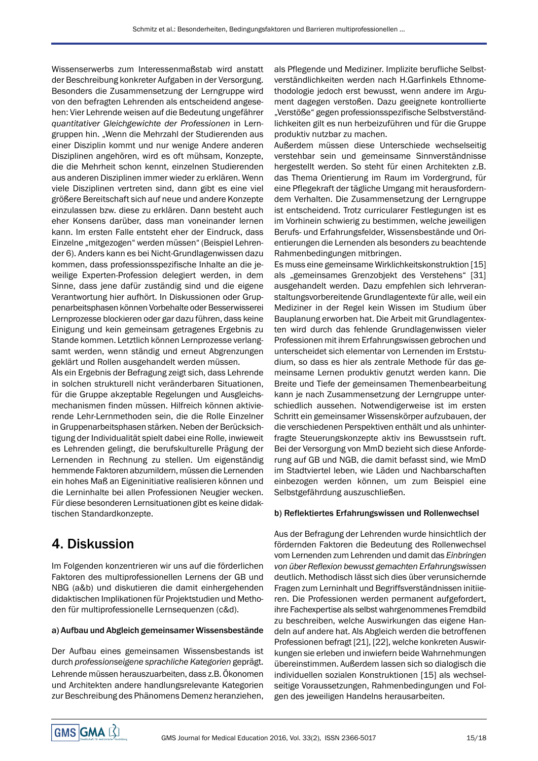Wissenserwerbs zum Interessenmaßstab wird anstatt der Beschreibung konkreter Aufgaben in der Versorgung. Besonders die Zusammensetzung der Lerngruppe wird von den befragten Lehrenden als entscheidend angesehen: Vier Lehrende weisen auf die Bedeutung ungefährer *quantitativer Gleichgewichte der Professionen* in Lerngruppen hin. „Wenn die Mehrzahl der Studierenden aus einer Disziplin kommt und nur wenige Andere anderen Disziplinen angehören, wird es oft mühsam, Konzepte, die die Mehrheit schon kennt, einzelnen Studierenden aus anderen Disziplinen immer wieder zu erklären. Wenn viele Disziplinen vertreten sind, dann gibt es eine viel größere Bereitschaft sich auf neue und andere Konzepte einzulassen bzw. diese zu erklären. Dann besteht auch eher Konsens darüber, dass man voneinander lernen kann. Im ersten Falle entsteht eher der Eindruck, dass Einzelne „mitgezogen" werden müssen" (Beispiel Lehrender 6). Anders kann es bei Nicht-Grundlagenwissen dazu kommen, dass professionsspezifische Inhalte an die jeweilige Experten-Profession delegiert werden, in dem Sinne, dass jene dafür zuständig sind und die eigene Verantwortung hier aufhört. In Diskussionen oder Gruppenarbeitsphasen können Vorbehalte oder Besserwisserei Lernprozesse blockieren oder gar dazu führen, dass keine Einigung und kein gemeinsam getragenes Ergebnis zu Stande kommen. Letztlich können Lernprozesse verlangsamt werden, wenn ständig und erneut Abgrenzungen geklärt und Rollen ausgehandelt werden müssen.

Als ein Ergebnis der Befragung zeigt sich, dass Lehrende in solchen strukturell nicht veränderbaren Situationen, für die Gruppe akzeptable Regelungen und Ausgleichsmechanismen finden müssen. Hilfreich können aktivierende Lehr-Lernmethoden sein, die die Rolle Einzelner in Gruppenarbeitsphasen stärken. Neben der Berücksichtigung der Individualität spielt dabei eine Rolle, inwieweit es Lehrenden gelingt, die berufskulturelle Prägung der Lernenden in Rechnung zu stellen. Um eigenständig hemmende Faktoren abzumildern, müssen die Lernenden ein hohes Maß an Eigeninitiative realisieren können und die Lerninhalte bei allen Professionen Neugier wecken. Für diese besonderen Lernsituationen gibt es keine didaktischen Standardkonzepte.

# 4. Diskussion

Im Folgenden konzentrieren wir uns auf die förderlichen Faktoren des multiprofessionellen Lernens der GB und NBG (a&b) und diskutieren die damit einhergehenden didaktischen Implikationen für Projektstudien und Methoden für multiprofessionelle Lernsequenzen (c&d).

### a) Aufbau und Abgleich gemeinsamer Wissensbestände

Der Aufbau eines gemeinsamen Wissensbestands ist durch *professionseigene sprachliche Kategorien* geprägt. Lehrende müssen herauszuarbeiten, dass z.B. Ökonomen und Architekten andere handlungsrelevante Kategorien zur Beschreibung des Phänomens Demenz heranziehen, als Pflegende und Mediziner. Implizite berufliche Selbstverständlichkeiten werden nach H.Garfinkels Ethnomethodologie jedoch erst bewusst, wenn andere im Argument dagegen verstoßen. Dazu geeignete kontrollierte „Verstöße" gegen professionsspezifische Selbstverständlichkeiten gilt es nun herbeizuführen und für die Gruppe produktiv nutzbar zu machen.

Außerdem müssen diese Unterschiede wechselseitig verstehbar sein und gemeinsame Sinnverständnisse hergestellt werden. So steht für einen Architekten z.B. das Thema Orientierung im Raum im Vordergrund, für eine Pflegekraft der tägliche Umgang mit herausforderndem Verhalten. Die Zusammensetzung der Lerngruppe ist entscheidend. Trotz curricularer Festlegungen ist es im Vorhinein schwierig zu bestimmen, welche jeweiligen Berufs- und Erfahrungsfelder, Wissensbestände und Orientierungen die Lernenden als besonders zu beachtende Rahmenbedingungen mitbringen.

Es muss eine gemeinsame Wirklichkeitskonstruktion [15] als „gemeinsames Grenzobjekt des Verstehens" [31] ausgehandelt werden. Dazu empfehlen sich lehrveranstaltungsvorbereitende Grundlagentexte für alle, weil ein Mediziner in der Regel kein Wissen im Studium über Bauplanung erworben hat. Die Arbeit mit Grundlagentexten wird durch das fehlende Grundlagenwissen vieler Professionen mit ihrem Erfahrungswissen gebrochen und unterscheidet sich elementar von Lernenden im Erststudium, so dass es hier als zentrale Methode für das gemeinsame Lernen produktiv genutzt werden kann. Die Breite und Tiefe der gemeinsamen Themenbearbeitung kann je nach Zusammensetzung der Lerngruppe unterschiedlich aussehen. Notwendigerweise ist im ersten Schritt ein gemeinsamer Wissenskörper aufzubauen, der die verschiedenen Perspektiven enthält und als unhinterfragte Steuerungskonzepte aktiv ins Bewusstsein ruft. Bei der Versorgung von MmD bezieht sich diese Anforderung auf GB und NGB, die damit befasst sind, wie MmD im Stadtviertel leben, wie Läden und Nachbarschaften einbezogen werden können, um zum Beispiel eine Selbstgefährdung auszuschließen.

### b) Reflektiertes Erfahrungswissen und Rollenwechsel

Aus der Befragung der Lehrenden wurde hinsichtlich der fördernden Faktoren die Bedeutung des Rollenwechsel vom Lernenden zum Lehrenden und damit das *Einbringen von über Reflexion bewusst gemachten Erfahrungswissen* deutlich. Methodisch lässt sich dies über verunsichernde Fragen zum Lerninhalt und Begriffsverständnissen initiieren. Die Professionen werden permanent aufgefordert, ihre Fachexpertise als selbst wahrgenommenes Fremdbild zu beschreiben, welche Auswirkungen das eigene Handeln auf andere hat. Als Abgleich werden die betroffenen Professionen befragt [21], [22], welche konkreten Auswirkungen sie erleben und inwiefern beide Wahrnehmungen übereinstimmen. Außerdem lassen sich so dialogisch die individuellen sozialen Konstruktionen [15] als wechselseitige Voraussetzungen, Rahmenbedingungen und Folgen des jeweiligen Handelns herausarbeiten.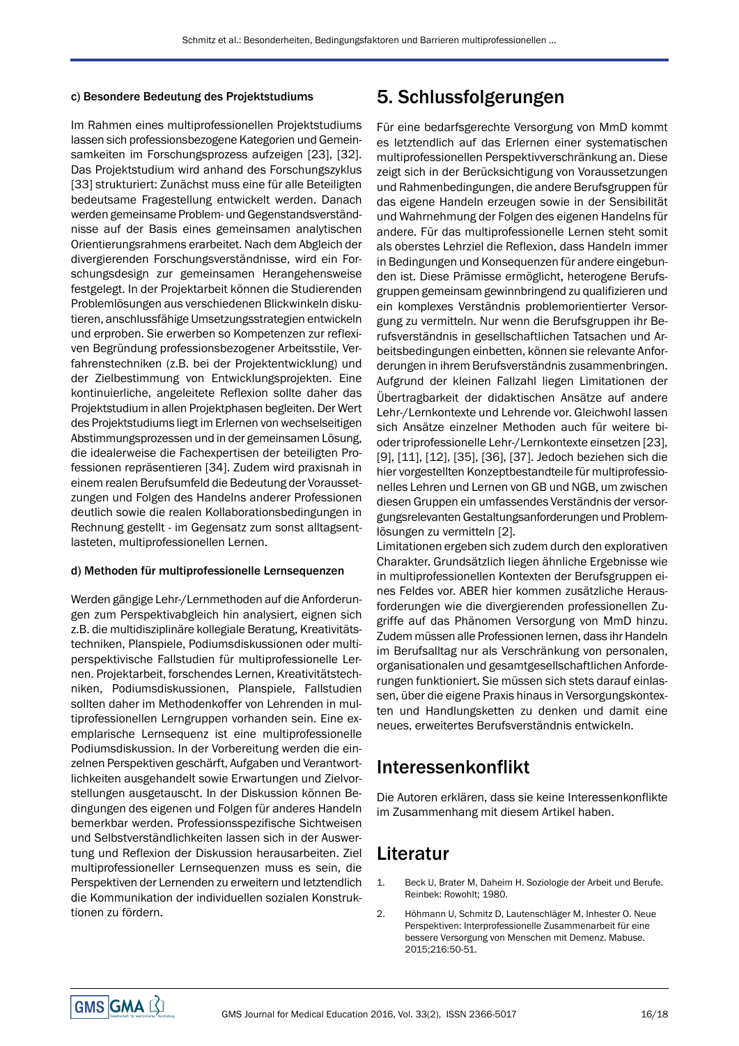#### c) Besondere Bedeutung des Projektstudiums

Im Rahmen eines multiprofessionellen Projektstudiums lassen sich professionsbezogene Kategorien und Gemeinsamkeiten im Forschungsprozess aufzeigen [23], [32]. Das Projektstudium wird anhand des Forschungszyklus [33] strukturiert: Zunächst muss eine für alle Beteiligten bedeutsame Fragestellung entwickelt werden. Danach werden gemeinsame Problem- und Gegenstandsverständnisse auf der Basis eines gemeinsamen analytischen Orientierungsrahmens erarbeitet. Nach dem Abgleich der divergierenden Forschungsverständnisse, wird ein Forschungsdesign zur gemeinsamen Herangehensweise festgelegt. In der Projektarbeit können die Studierenden Problemlösungen aus verschiedenen Blickwinkeln diskutieren, anschlussfähige Umsetzungsstrategien entwickeln und erproben. Sie erwerben so Kompetenzen zur reflexiven Begründung professionsbezogener Arbeitsstile, Verfahrenstechniken (z.B. bei der Projektentwicklung) und der Zielbestimmung von Entwicklungsprojekten. Eine kontinuierliche, angeleitete Reflexion sollte daher das Projektstudium in allen Projektphasen begleiten. Der Wert des Projektstudiums liegt im Erlernen von wechselseitigen Abstimmungsprozessen und in der gemeinsamen Lösung, die idealerweise die Fachexpertisen der beteiligten Professionen repräsentieren [34]. Zudem wird praxisnah in einem realen Berufsumfeld die Bedeutung der Voraussetzungen und Folgen des Handelns anderer Professionen deutlich sowie die realen Kollaborationsbedingungen in Rechnung gestellt - im Gegensatz zum sonst alltagsentlasteten, multiprofessionellen Lernen.

#### d) Methoden für multiprofessionelle Lernsequenzen

Werden gängige Lehr-/Lernmethoden auf die Anforderungen zum Perspektivabgleich hin analysiert, eignen sich z.B. die multidisziplinäre kollegiale Beratung, Kreativitätstechniken, Planspiele, Podiumsdiskussionen oder multiperspektivische Fallstudien für multiprofessionelle Lernen. Projektarbeit, forschendes Lernen, Kreativitätstechniken, Podiumsdiskussionen, Planspiele, Fallstudien sollten daher im Methodenkoffer von Lehrenden in multiprofessionellen Lerngruppen vorhanden sein. Eine exemplarische Lernsequenz ist eine multiprofessionelle Podiumsdiskussion. In der Vorbereitung werden die einzelnen Perspektiven geschärft, Aufgaben und Verantwortlichkeiten ausgehandelt sowie Erwartungen und Zielvorstellungen ausgetauscht. In der Diskussion können Bedingungen des eigenen und Folgen für anderes Handeln bemerkbar werden. Professionsspezifische Sichtweisen und Selbstverständlichkeiten lassen sich in der Auswertung und Reflexion der Diskussion herausarbeiten. Ziel multiprofessioneller Lernsequenzen muss es sein, die Perspektiven der Lernenden zu erweitern und letztendlich die Kommunikation der individuellen sozialen Konstruktionen zu fördern.

## 5. Schlussfolgerungen

Für eine bedarfsgerechte Versorgung von MmD kommt es letztendlich auf das Erlernen einer systematischen multiprofessionellen Perspektivverschränkung an. Diese zeigt sich in der Berücksichtigung von Voraussetzungen und Rahmenbedingungen, die andere Berufsgruppen für das eigene Handeln erzeugen sowie in der Sensibilität und Wahrnehmung der Folgen des eigenen Handelns für andere. Für das multiprofessionelle Lernen steht somit als oberstes Lehrziel die Reflexion, dass Handeln immer in Bedingungen und Konsequenzen für andere eingebunden ist. Diese Prämisse ermöglicht, heterogene Berufsgruppen gemeinsam gewinnbringend zu qualifizieren und ein komplexes Verständnis problemorientierter Versorgung zu vermitteln. Nur wenn die Berufsgruppen ihr Berufsverständnis in gesellschaftlichen Tatsachen und Arbeitsbedingungen einbetten, können sie relevante Anforderungen in ihrem Berufsverständnis zusammenbringen. Aufgrund der kleinen Fallzahl liegen Limitationen der Übertragbarkeit der didaktischen Ansätze auf andere Lehr-/Lernkontexte und Lehrende vor. Gleichwohl lassen sich Ansätze einzelner Methoden auch für weitere bi- oder triprofessionelle Lehr-/Lernkontexte einsetzen [23], [9], [11], [12], [35], [36], [37]. Jedoch beziehen sich die hier vorgestellten Konzeptbestandteile für multiprofessionelles Lehren und Lernen von GB und NGB, um zwischen diesen Gruppen ein umfassendes Verständnis der versorgungsrelevanten Gestaltungsanforderungen und Problemlösungen zu vermitteln [2].

Limitationen ergeben sich zudem durch den explorativen Charakter. Grundsätzlich liegen ähnliche Ergebnisse wie in multiprofessionellen Kontexten der Berufsgruppen eines Feldes vor. ABER hier kommen zusätzliche Herausforderungen wie die divergierenden professionellen Zugriffe auf das Phänomen Versorgung von MmD hinzu. Zudem müssen alle Professionen lernen, dass ihr Handeln im Berufsalltag nur als Verschränkung von personalen, organisationalen und gesamtgesellschaftlichen Anforderungen funktioniert. Sie müssen sich stets darauf einlassen, über die eigene Praxis hinaus in Versorgungskontexten und Handlungsketten zu denken und damit eine neues, erweitertes Berufsverständnis entwickeln.

## Interessenkonflikt

Die Autoren erklären, dass sie keine Interessenkonflikte im Zusammenhang mit diesem Artikel haben.

## Literatur

1. Beck U, Brater M, Daheim H. Soziologie der Arbeit und Berufe. Reinbek: Rowohlt; 1980.
2. Höhmann U, Schmitz D, Lautenschläger M, Inhester O. Neue Perspektiven: Interprofessionelle Zusammenarbeit für eine bessere Versorgung von Menschen mit Demenz. Mabuse. 2015;216:50-51.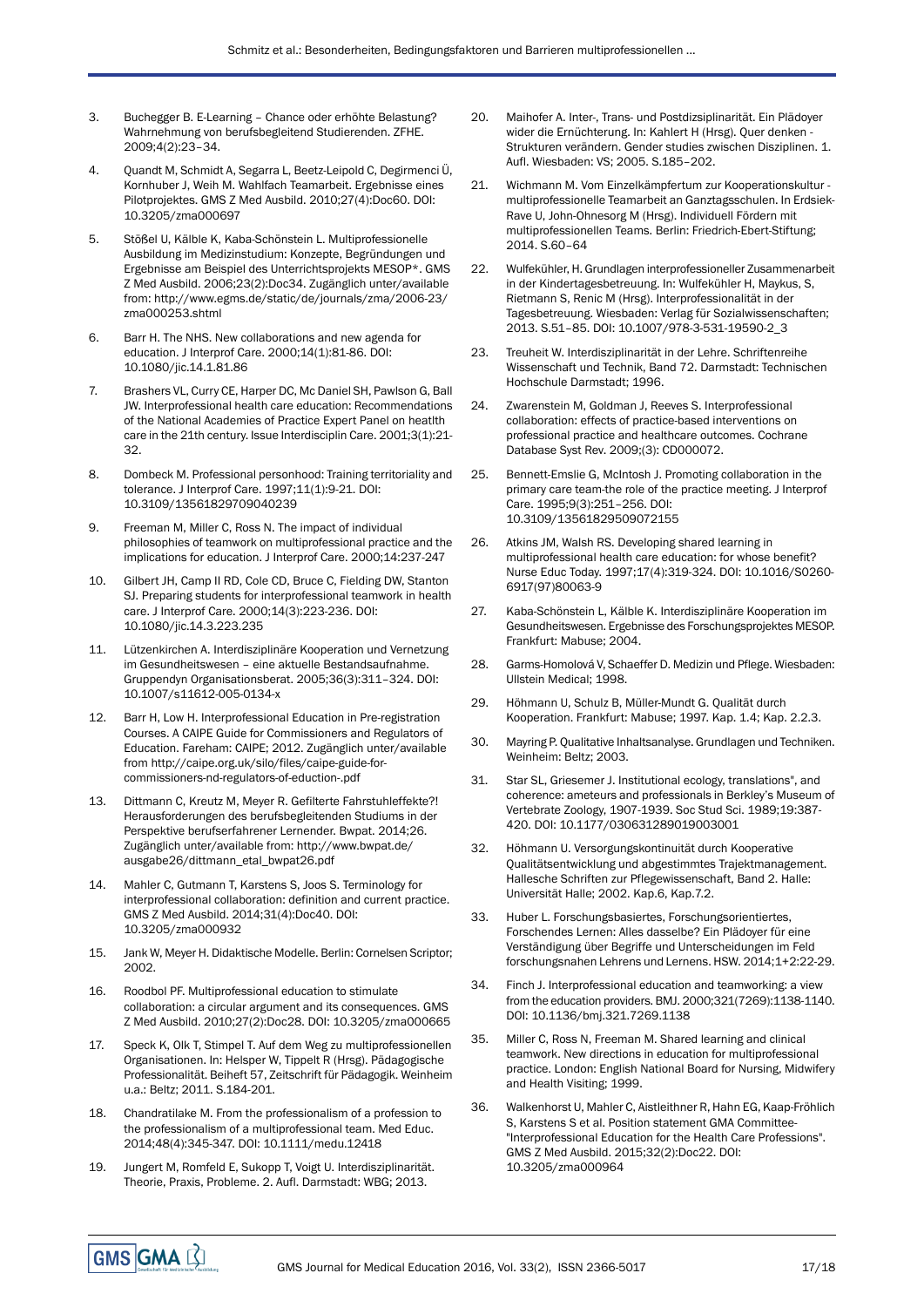3. Buchegger B. E-Learning – Chance oder erhöhte Belastung? Wahrnehmung von berufsbegleitend Studierenden. ZFHE. 2009;4(2):23–34.

4. Quandt M, Schmidt A, Segarra L, Beetz-Leipold C, Degirmenci Ü, Kornhuber J, Weih M. Wahlfach Teamarbeit. Ergebnisse eines Pilotprojektes. GMS Z Med Ausbild. 2010;27(4):Doc60. DOI: 10.3205/zma000697

5. Stößel U, Kälble K, Kaba-Schönstein L. Multiprofessionelle Ausbildung im Medizinstudium: Konzepte, Begründungen und Ergebnisse am Beispiel des Unterrichtsprojekts MESOP*. GMS Z Med Ausbild. 2006;23(2):Doc34. Zugänglich unter/available from: http://www.egms.de/static/de/journals/zma/2006-23/zma000253.shtml

6. Barr H. The NHS. New collaborations and new agenda for education. J Interprof Care. 2000;14(1):81-86. DOI: 10.1080/jic.14.1.81.86

7. Brashers VL, Curry CE, Harper DC, Mc Daniel SH, Pawlson G, Ball JW. Interprofessional health care education: Recommendations of the National Academies of Practice Expert Panel on heatlth care in the 21th century. Issue Interdisciplin Care. 2001;3(1):21-32.

8. Dombeck M. Professional personhood: Training territoriality and tolerance. J Interprof Care. 1997;11(1):9-21. DOI: 10.3109/13561829709040239

9. Freeman M, Miller C, Ross N. The impact of individual philosophies of teamwork on multiprofessional practice and the implications for education. J Interprof Care. 2000;14:237-247

10. Gilbert JH, Camp II RD, Cole CD, Bruce C, Fielding DW, Stanton SJ. Preparing students for interprofessional teamwork in health care. J Interprof Care. 2000;14(3):223-236. DOI: 10.1080/jic.14.3.223.235

11. Lützenkirchen A. Interdisziplinäre Kooperation und Vernetzung im Gesundheitswesen – eine aktuelle Bestandsaufnahme. Gruppendyn Organisationsberat. 2005;36(3):311–324. DOI: 10.1007/s11612-005-0134-x

12. Barr H, Low H. Interprofessional Education in Pre-registration Courses. A CAIPE Guide for Commissioners and Regulators of Education. Fareham: CAIPE; 2012. Zugänglich unter/available from http://caipe.org.uk/silo/files/caipe-guide-for-commissioners-nd-regulators-of-eduction-.pdf

13. Dittmann C, Kreutz M, Meyer R. Gefilterte Fahrstuhleffekte?! Herausforderungen des berufsbegleitenden Studiums in der Perspektive berufserfahrener Lernender. Bwpat. 2014;26. Zugänglich unter/available from: http://www.bwpat.de/ausgabe26/dittmann_etal_bwpat26.pdf

14. Mahler C, Gutmann T, Karstens S, Joos S. Terminology for interprofessional collaboration: definition and current practice. GMS Z Med Ausbild. 2014;31(4):Doc40. DOI: 10.3205/zma000932

15. Jank W, Meyer H. Didaktische Modelle. Berlin: Cornelsen Scriptor; 2002.

16. Roodbol PF. Multiprofessional education to stimulate collaboration: a circular argument and its consequences. GMS Z Med Ausbild. 2010;27(2):Doc28. DOI: 10.3205/zma000665

17. Speck K, Olk T, Stimpel T. Auf dem Weg zu multiprofessionellen Organisationen. In: Helsper W, Tippelt R (Hrsg). Pädagogische Professionalität. Beiheft 57, Zeitschrift für Pädagogik. Weinheim u.a.: Beltz; 2011. S.184-201.

18. Chandratilake M. From the professionalism of a profession to the professionalism of a multiprofessional team. Med Educ. 2014;48(4):345-347. DOI: 10.1111/medu.12418

19. Jungert M, Romfeld E, Sukopp T, Voigt U. Interdisziplinarität. Theorie, Praxis, Probleme. 2. Aufl. Darmstadt: WBG; 2013.

20. Maihofer A. Inter-, Trans- und Postdizsiplinarität. Ein Plädoyer wider die Ernüchterung. In: Kahlert H (Hrsg). Quer denken - Strukturen verändern. Gender studies zwischen Disziplinen. 1. Aufl. Wiesbaden: VS; 2005. S.185–202.

21. Wichmann M. Vom Einzelkämpfertum zur Kooperationskultur - multiprofessionelle Teamarbeit an Ganztagsschulen. In Erdsiek-Rave U, John-Ohnesorg M (Hrsg). Individuell Fördern mit multiprofessionellen Teams. Berlin: Friedrich-Ebert-Stiftung; 2014. S.60–64

22. Wulfekühler, H. Grundlagen interprofessioneller Zusammenarbeit in der Kindertagesbetreuung. In: Wulfekühler H, Maykus, S, Rietmann S, Renic M (Hrsg). Interprofessionalität in der Tagesbetreuung. Wiesbaden: Verlag für Sozialwissenschaften; 2013. S.51–85. DOI: 10.1007/978-3-531-19590-2_3

23. Treuheit W. Interdisziplinarität in der Lehre. Schriftenreihe Wissenschaft und Technik, Band 72. Darmstadt: Technischen Hochschule Darmstadt; 1996.

24. Zwarenstein M, Goldman J, Reeves S. Interprofessional collaboration: effects of practice-based interventions on professional practice and healthcare outcomes. Cochrane Database Syst Rev. 2009;(3): CD000072.

25. Bennett-Emslie G, McIntosh J. Promoting collaboration in the primary care team-the role of the practice meeting. J Interprof Care. 1995;9(3):251–256. DOI: 10.3109/13561829509072155

26. Atkins JM, Walsh RS. Developing shared learning in multiprofessional health care education: for whose benefit? Nurse Educ Today. 1997;17(4):319-324. DOI: 10.1016/S0260-6917(97)80063-9

27. Kaba-Schönstein L, Kälble K. Interdisziplinäre Kooperation im Gesundheitswesen. Ergebnisse des Forschungsprojektes MESOP. Frankfurt: Mabuse; 2004.

28. Garms-Homolová V, Schaeffer D. Medizin und Pflege. Wiesbaden: Ullstein Medical; 1998.

29. Höhmann U, Schulz B, Müller-Mundt G. Qualität durch Kooperation. Frankfurt: Mabuse; 1997. Kap. 1.4; Kap. 2.2.3.

30. Mayring P. Qualitative Inhaltsanalyse. Grundlagen und Techniken. Weinheim: Beltz; 2003.

31. Star SL, Griesemer J. Institutional ecology, translations", and coherence: ameteurs and professionals in Berkley's Museum of Vertebrate Zoology, 1907-1939. Soc Stud Sci. 1989;19:387-420. DOI: 10.1177/030631289019003001

32. Höhmann U. Versorgungskontinuität durch Kooperative Qualitätsentwicklung und abgestimmtes Trajektmanagement. Hallesche Schriften zur Pflegewissenschaft, Band 2. Halle: Universität Halle; 2002. Kap.6, Kap.7.2.

33. Huber L. Forschungsbasiertes, Forschungsorientiertes, Forschendes Lernen: Alles dasselbe? Ein Plädoyer für eine Verständigung über Begriffe und Unterscheidungen im Feld forschungsnahen Lehrens und Lernens. HSW. 2014;1+2:22-29.

34. Finch J. Interprofessional education and teamworking: a view from the education providers. BMJ. 2000;321(7269):1138-1140. DOI: 10.1136/bmj.321.7269.1138

35. Miller C, Ross N, Freeman M. Shared learning and clinical teamwork. New directions in education for multiprofessional practice. London: English National Board for Nursing, Midwifery and Health Visiting; 1999.

36. Walkenhorst U, Mahler C, Aistleithner R, Hahn EG, Kaap-Fröhlich S, Karstens S et al. Position statement GMA Committee- "Interprofessional Education for the Health Care Professions". GMS Z Med Ausbild. 2015;32(2):Doc22. DOI: 10.3205/zma000964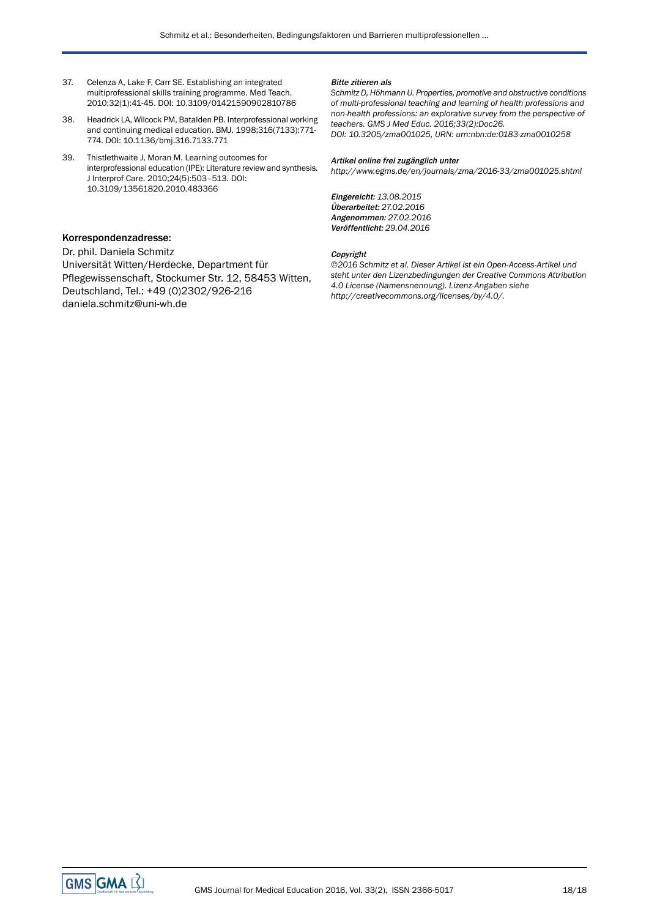37. Celenza A, Lake F, Carr SE. Establishing an integrated multiprofessional skills training programme. Med Teach. 2010;32(1):41-45. DOI: 10.3109/01421590902810786
38. Headrick LA, Wilcock PM, Batalden PB. Interprofessional working and continuing medical education. BMJ. 1998;316(7133):771-774. DOI: 10.1136/bmj.316.7133.771
39. Thistlethwaite J, Moran M. Learning outcomes for interprofessional education (IPE): Literature review and synthesis. J Interprof Care. 2010;24(5):503–513. DOI: 10.3109/13561820.2010.483366

### Korrespondenzadresse:

Dr. phil. Daniela Schmitz
Universität Witten/Herdecke, Department für Pflegewissenschaft, Stockumer Str. 12, 58453 Witten, Deutschland, Tel.: +49 (0)2302/926-216
daniela.schmitz@uni-wh.de

***Bitte zitieren als***

*Schmitz D, Höhmann U. Properties, promotive and obstructive conditions of multi-professional teaching and learning of health professions and non-health professions: an explorative survey from the perspective of teachers. GMS J Med Educ. 2016;33(2):Doc26.*
*DOI: 10.3205/zma001025, URN: urn:nbn:de:0183-zma0010258*

***Artikel online frei zugänglich unter***

*http://www.egms.de/en/journals/zma/2016-33/zma001025.shtml*

***Eingereicht:*** *13.08.2015*
***Überarbeitet:*** *27.02.2016*
***Angenommen:*** *27.02.2016*
***Veröffentlicht:*** *29.04.2016*

***Copyright***

*©2016 Schmitz et al. Dieser Artikel ist ein Open-Access-Artikel und steht unter den Lizenzbedingungen der Creative Commons Attribution 4.0 License (Namensnennung). Lizenz-Angaben siehe http://creativecommons.org/licenses/by/4.0/.*